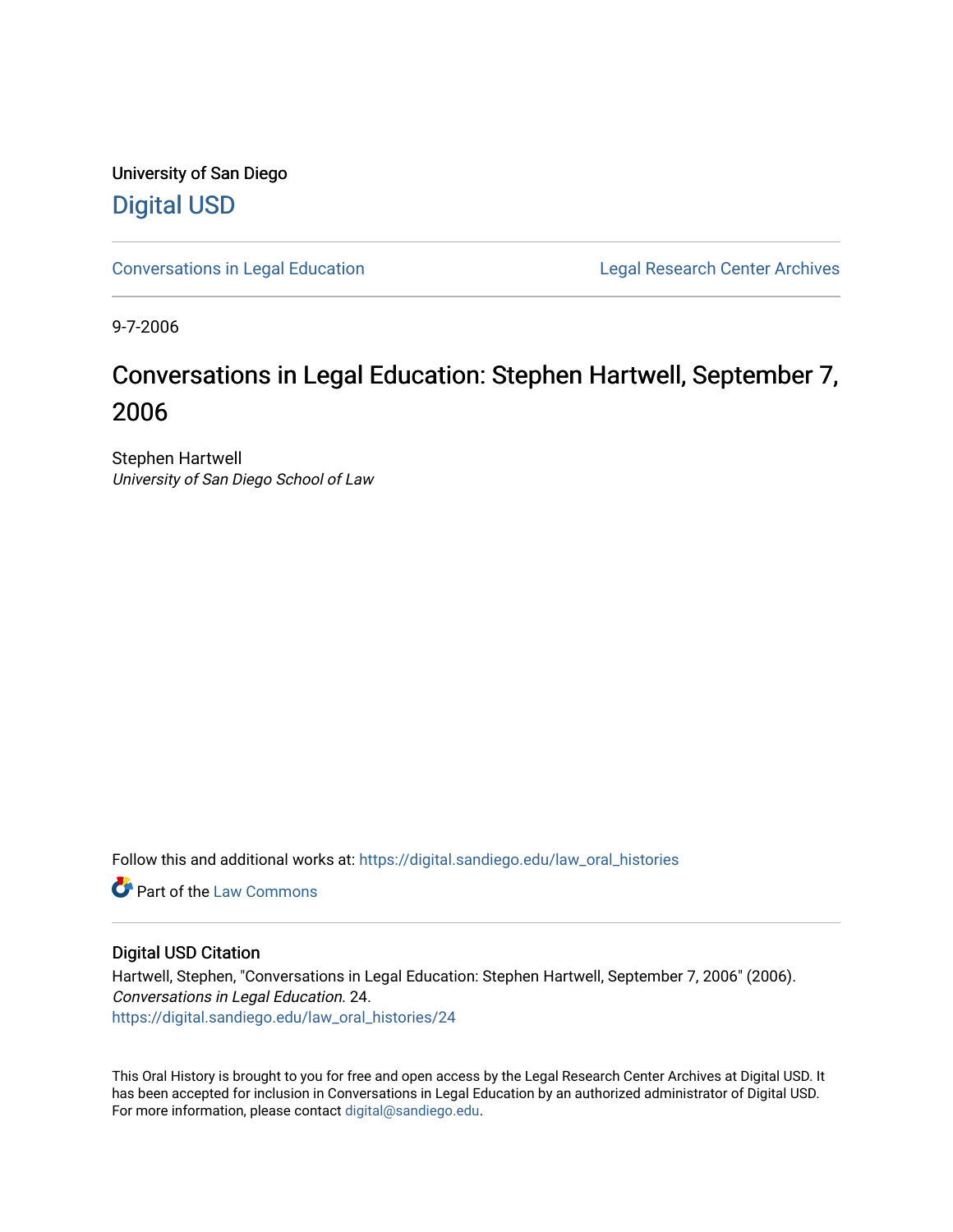University of San Diego

# Digital USD

Conversations in Legal Education | Legal Research Center Archives

9-7-2006

## Conversations in Legal Education: Stephen Hartwell, September 7, 2006

Stephen Hartwell
*University of San Diego School of Law*

Follow this and additional works at: https://digital.sandiego.edu/law_oral_histories

Part of the Law Commons

### Digital USD Citation

Hartwell, Stephen, "Conversations in Legal Education: Stephen Hartwell, September 7, 2006" (2006). *Conversations in Legal Education*. 24.
https://digital.sandiego.edu/law_oral_histories/24

This Oral History is brought to you for free and open access by the Legal Research Center Archives at Digital USD. It has been accepted for inclusion in Conversations in Legal Education by an authorized administrator of Digital USD. For more information, please contact digital@sandiego.edu.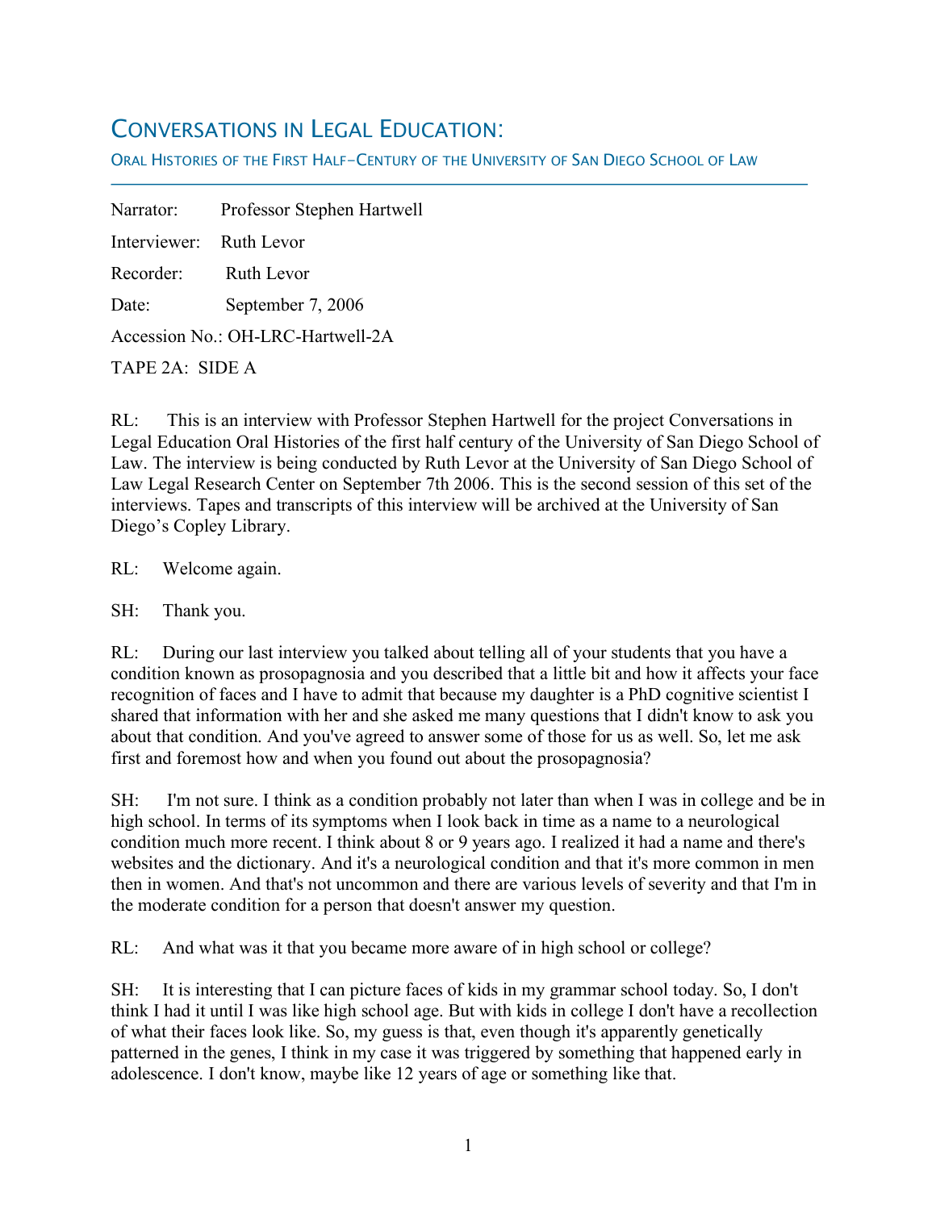# CONVERSATIONS IN LEGAL EDUCATION:

ORAL HISTORIES OF THE FIRST HALF-CENTURY OF THE UNIVERSITY OF SAN DIEGO SCHOOL OF LAW

---

Narrator: Professor Stephen Hartwell

Interviewer: Ruth Levor

Recorder: Ruth Levor

Date: September 7, 2006

Accession No.: OH-LRC-Hartwell-2A

TAPE 2A: SIDE A

RL: This is an interview with Professor Stephen Hartwell for the project Conversations in Legal Education Oral Histories of the first half century of the University of San Diego School of Law. The interview is being conducted by Ruth Levor at the University of San Diego School of Law Legal Research Center on September 7th 2006. This is the second session of this set of the interviews. Tapes and transcripts of this interview will be archived at the University of San Diego's Copley Library.

RL: Welcome again.

SH: Thank you.

RL: During our last interview you talked about telling all of your students that you have a condition known as prosopagnosia and you described that a little bit and how it affects your face recognition of faces and I have to admit that because my daughter is a PhD cognitive scientist I shared that information with her and she asked me many questions that I didn't know to ask you about that condition. And you've agreed to answer some of those for us as well. So, let me ask first and foremost how and when you found out about the prosopagnosia?

SH: I'm not sure. I think as a condition probably not later than when I was in college and be in high school. In terms of its symptoms when I look back in time as a name to a neurological condition much more recent. I think about 8 or 9 years ago. I realized it had a name and there's websites and the dictionary. And it's a neurological condition and that it's more common in men then in women. And that's not uncommon and there are various levels of severity and that I'm in the moderate condition for a person that doesn't answer my question.

RL: And what was it that you became more aware of in high school or college?

SH: It is interesting that I can picture faces of kids in my grammar school today. So, I don't think I had it until I was like high school age. But with kids in college I don't have a recollection of what their faces look like. So, my guess is that, even though it's apparently genetically patterned in the genes, I think in my case it was triggered by something that happened early in adolescence. I don't know, maybe like 12 years of age or something like that.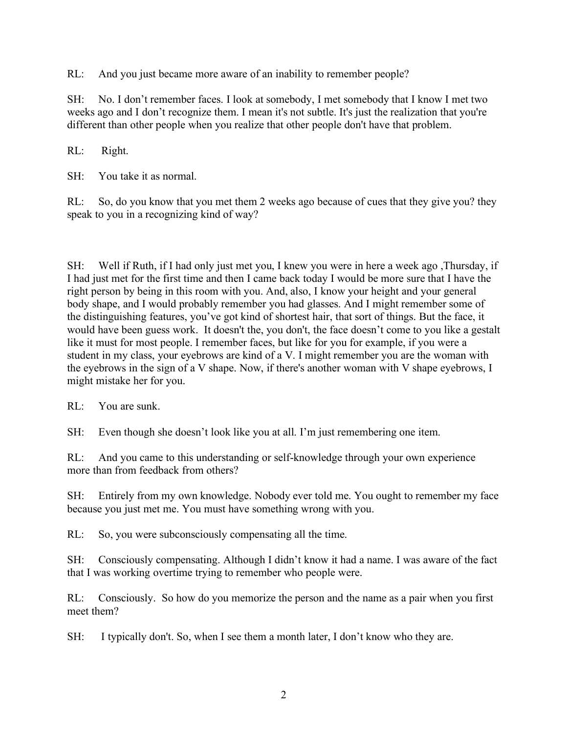RL: And you just became more aware of an inability to remember people?

SH: No. I don't remember faces. I look at somebody, I met somebody that I know I met two weeks ago and I don't recognize them. I mean it's not subtle. It's just the realization that you're different than other people when you realize that other people don't have that problem.

RL: Right.

SH: You take it as normal.

RL: So, do you know that you met them 2 weeks ago because of cues that they give you? they speak to you in a recognizing kind of way?

SH: Well if Ruth, if I had only just met you, I knew you were in here a week ago ,Thursday, if I had just met for the first time and then I came back today I would be more sure that I have the right person by being in this room with you. And, also, I know your height and your general body shape, and I would probably remember you had glasses. And I might remember some of the distinguishing features, you've got kind of shortest hair, that sort of things. But the face, it would have been guess work. It doesn't the, you don't, the face doesn't come to you like a gestalt like it must for most people. I remember faces, but like for you for example, if you were a student in my class, your eyebrows are kind of a V. I might remember you are the woman with the eyebrows in the sign of a V shape. Now, if there's another woman with V shape eyebrows, I might mistake her for you.

RL: You are sunk.

SH: Even though she doesn't look like you at all. I'm just remembering one item.

RL: And you came to this understanding or self-knowledge through your own experience more than from feedback from others?

SH: Entirely from my own knowledge. Nobody ever told me. You ought to remember my face because you just met me. You must have something wrong with you.

RL: So, you were subconsciously compensating all the time.

SH: Consciously compensating. Although I didn't know it had a name. I was aware of the fact that I was working overtime trying to remember who people were.

RL: Consciously. So how do you memorize the person and the name as a pair when you first meet them?

SH: I typically don't. So, when I see them a month later, I don't know who they are.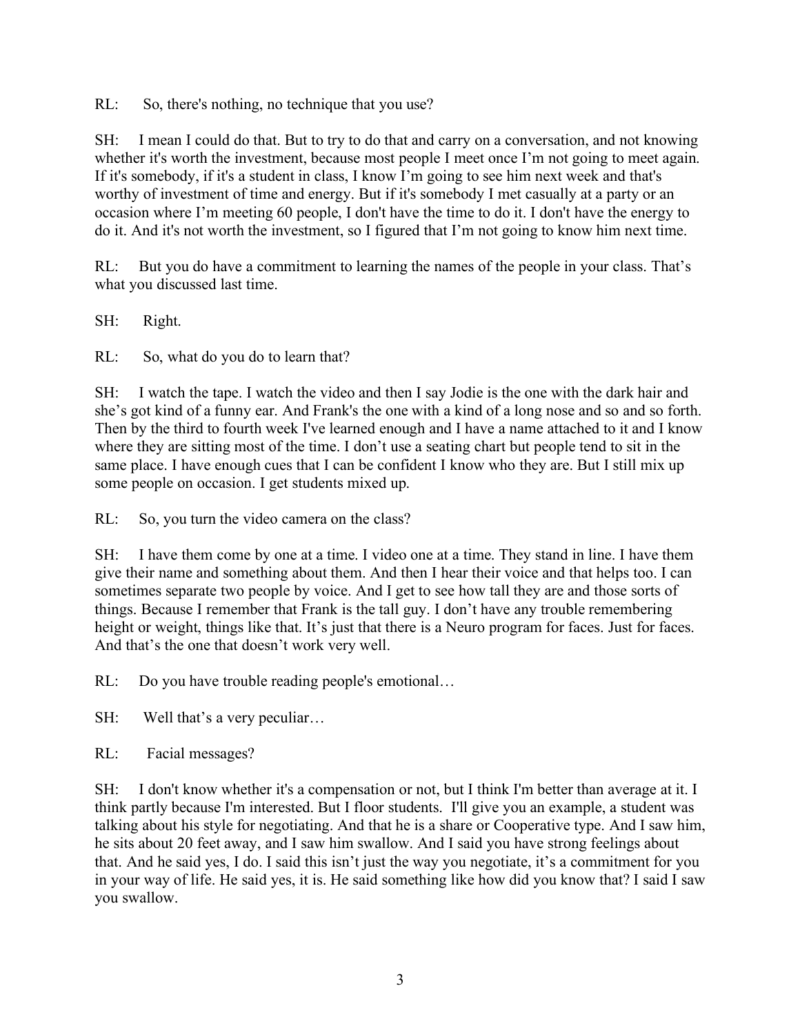RL: So, there's nothing, no technique that you use?

SH: I mean I could do that. But to try to do that and carry on a conversation, and not knowing whether it's worth the investment, because most people I meet once I'm not going to meet again. If it's somebody, if it's a student in class, I know I'm going to see him next week and that's worthy of investment of time and energy. But if it's somebody I met casually at a party or an occasion where I'm meeting 60 people, I don't have the time to do it. I don't have the energy to do it. And it's not worth the investment, so I figured that I'm not going to know him next time.

RL: But you do have a commitment to learning the names of the people in your class. That's what you discussed last time.

SH: Right.

RL: So, what do you do to learn that?

SH: I watch the tape. I watch the video and then I say Jodie is the one with the dark hair and she's got kind of a funny ear. And Frank's the one with a kind of a long nose and so and so forth. Then by the third to fourth week I've learned enough and I have a name attached to it and I know where they are sitting most of the time. I don't use a seating chart but people tend to sit in the same place. I have enough cues that I can be confident I know who they are. But I still mix up some people on occasion. I get students mixed up.

RL: So, you turn the video camera on the class?

SH: I have them come by one at a time. I video one at a time. They stand in line. I have them give their name and something about them. And then I hear their voice and that helps too. I can sometimes separate two people by voice. And I get to see how tall they are and those sorts of things. Because I remember that Frank is the tall guy. I don't have any trouble remembering height or weight, things like that. It's just that there is a Neuro program for faces. Just for faces. And that's the one that doesn't work very well.

RL: Do you have trouble reading people's emotional…

SH: Well that's a very peculiar…

RL: Facial messages?

SH: I don't know whether it's a compensation or not, but I think I'm better than average at it. I think partly because I'm interested. But I floor students. I'll give you an example, a student was talking about his style for negotiating. And that he is a share or Cooperative type. And I saw him, he sits about 20 feet away, and I saw him swallow. And I said you have strong feelings about that. And he said yes, I do. I said this isn't just the way you negotiate, it's a commitment for you in your way of life. He said yes, it is. He said something like how did you know that? I said I saw you swallow.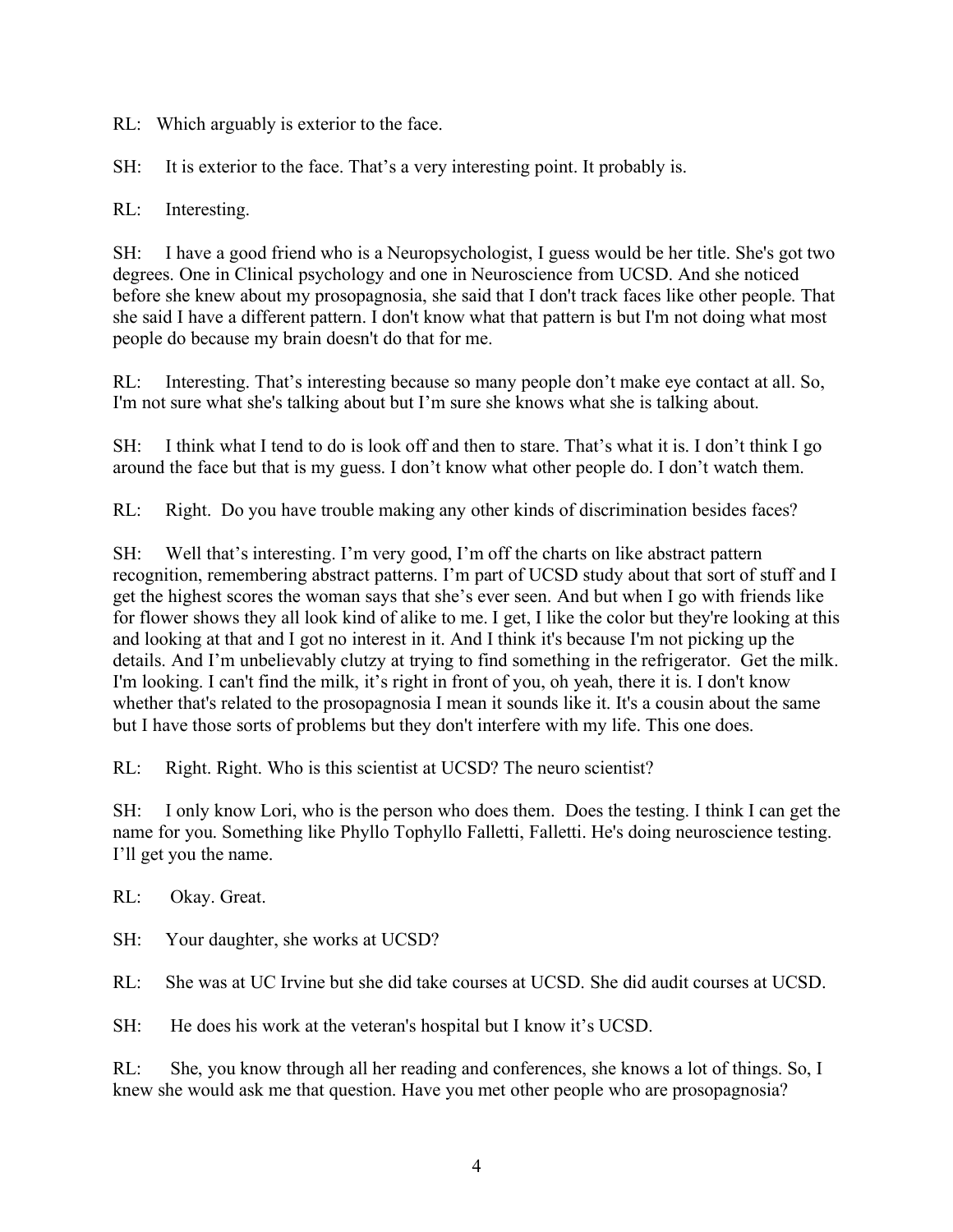RL: Which arguably is exterior to the face.

SH: It is exterior to the face. That's a very interesting point. It probably is.

RL: Interesting.

SH: I have a good friend who is a Neuropsychologist, I guess would be her title. She's got two degrees. One in Clinical psychology and one in Neuroscience from UCSD. And she noticed before she knew about my prosopagnosia, she said that I don't track faces like other people. That she said I have a different pattern. I don't know what that pattern is but I'm not doing what most people do because my brain doesn't do that for me.

RL: Interesting. That's interesting because so many people don't make eye contact at all. So, I'm not sure what she's talking about but I'm sure she knows what she is talking about.

SH: I think what I tend to do is look off and then to stare. That's what it is. I don't think I go around the face but that is my guess. I don't know what other people do. I don't watch them.

RL: Right. Do you have trouble making any other kinds of discrimination besides faces?

SH: Well that's interesting. I'm very good, I'm off the charts on like abstract pattern recognition, remembering abstract patterns. I'm part of UCSD study about that sort of stuff and I get the highest scores the woman says that she's ever seen. And but when I go with friends like for flower shows they all look kind of alike to me. I get, I like the color but they're looking at this and looking at that and I got no interest in it. And I think it's because I'm not picking up the details. And I'm unbelievably clutzy at trying to find something in the refrigerator. Get the milk. I'm looking. I can't find the milk, it's right in front of you, oh yeah, there it is. I don't know whether that's related to the prosopagnosia I mean it sounds like it. It's a cousin about the same but I have those sorts of problems but they don't interfere with my life. This one does.

RL: Right. Right. Who is this scientist at UCSD? The neuro scientist?

SH: I only know Lori, who is the person who does them. Does the testing. I think I can get the name for you. Something like Phyllo Tophyllo Falletti, Falletti. He's doing neuroscience testing. I'll get you the name.

RL: Okay. Great.

SH: Your daughter, she works at UCSD?

RL: She was at UC Irvine but she did take courses at UCSD. She did audit courses at UCSD.

SH: He does his work at the veteran's hospital but I know it's UCSD.

RL: She, you know through all her reading and conferences, she knows a lot of things. So, I knew she would ask me that question. Have you met other people who are prosopagnosia?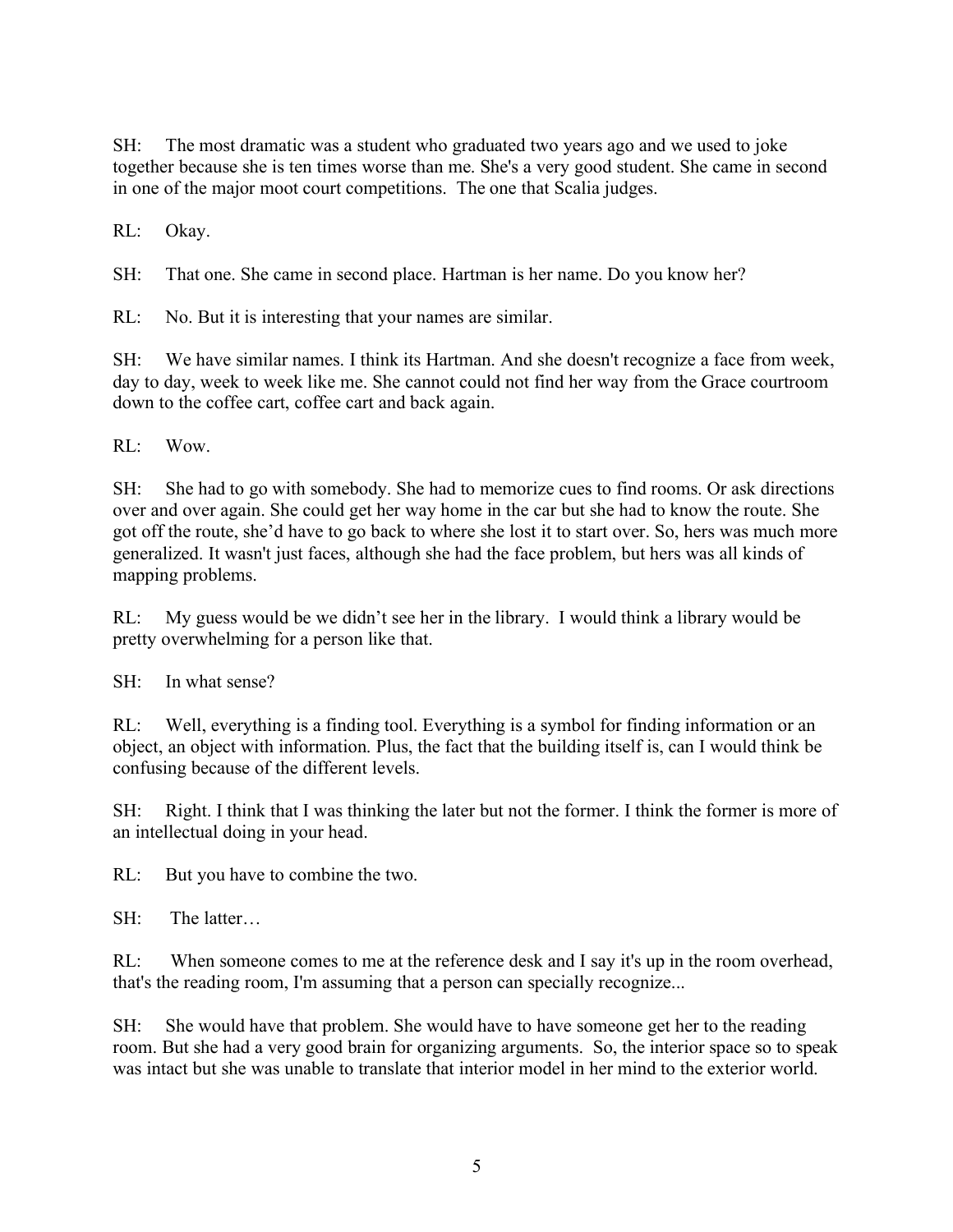SH: The most dramatic was a student who graduated two years ago and we used to joke together because she is ten times worse than me. She's a very good student. She came in second in one of the major moot court competitions. The one that Scalia judges.

RL: Okay.

SH: That one. She came in second place. Hartman is her name. Do you know her?

RL: No. But it is interesting that your names are similar.

SH: We have similar names. I think its Hartman. And she doesn't recognize a face from week, day to day, week to week like me. She cannot could not find her way from the Grace courtroom down to the coffee cart, coffee cart and back again.

RL: Wow.

SH: She had to go with somebody. She had to memorize cues to find rooms. Or ask directions over and over again. She could get her way home in the car but she had to know the route. She got off the route, she'd have to go back to where she lost it to start over. So, hers was much more generalized. It wasn't just faces, although she had the face problem, but hers was all kinds of mapping problems.

RL: My guess would be we didn't see her in the library. I would think a library would be pretty overwhelming for a person like that.

SH: In what sense?

RL: Well, everything is a finding tool. Everything is a symbol for finding information or an object, an object with information. Plus, the fact that the building itself is, can I would think be confusing because of the different levels.

SH: Right. I think that I was thinking the later but not the former. I think the former is more of an intellectual doing in your head.

RL: But you have to combine the two.

SH: The latter…

RL: When someone comes to me at the reference desk and I say it's up in the room overhead, that's the reading room, I'm assuming that a person can specially recognize...

SH: She would have that problem. She would have to have someone get her to the reading room. But she had a very good brain for organizing arguments. So, the interior space so to speak was intact but she was unable to translate that interior model in her mind to the exterior world.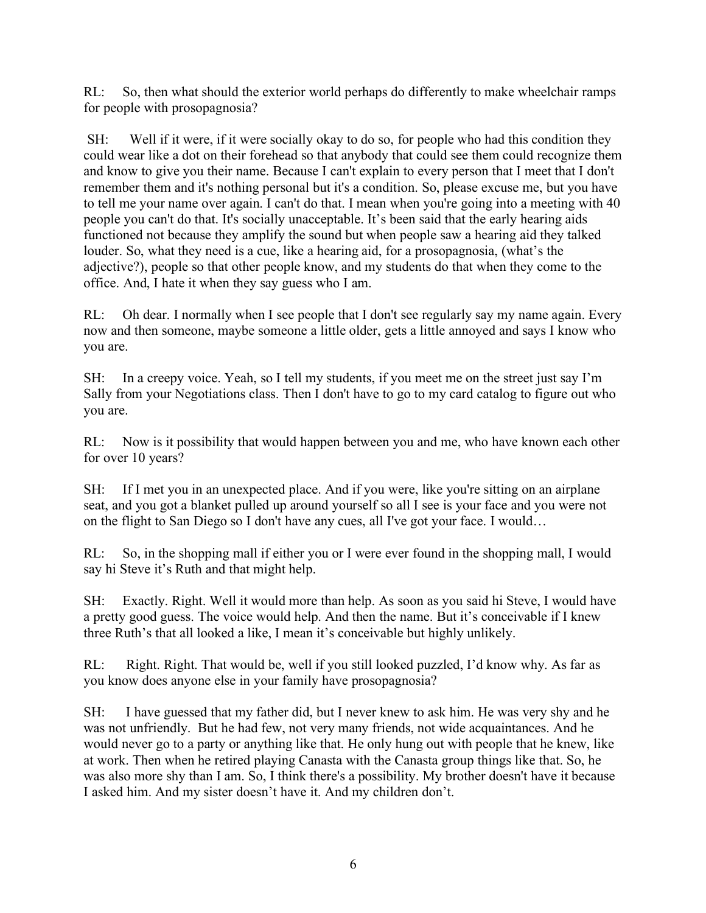RL: So, then what should the exterior world perhaps do differently to make wheelchair ramps for people with prosopagnosia?

SH: Well if it were, if it were socially okay to do so, for people who had this condition they could wear like a dot on their forehead so that anybody that could see them could recognize them and know to give you their name. Because I can't explain to every person that I meet that I don't remember them and it's nothing personal but it's a condition. So, please excuse me, but you have to tell me your name over again. I can't do that. I mean when you're going into a meeting with 40 people you can't do that. It's socially unacceptable. It's been said that the early hearing aids functioned not because they amplify the sound but when people saw a hearing aid they talked louder. So, what they need is a cue, like a hearing aid, for a prosopagnosia, (what's the adjective?), people so that other people know, and my students do that when they come to the office. And, I hate it when they say guess who I am.

RL: Oh dear. I normally when I see people that I don't see regularly say my name again. Every now and then someone, maybe someone a little older, gets a little annoyed and says I know who you are.

SH: In a creepy voice. Yeah, so I tell my students, if you meet me on the street just say I'm Sally from your Negotiations class. Then I don't have to go to my card catalog to figure out who you are.

RL: Now is it possibility that would happen between you and me, who have known each other for over 10 years?

SH: If I met you in an unexpected place. And if you were, like you're sitting on an airplane seat, and you got a blanket pulled up around yourself so all I see is your face and you were not on the flight to San Diego so I don't have any cues, all I've got your face. I would…

RL: So, in the shopping mall if either you or I were ever found in the shopping mall, I would say hi Steve it's Ruth and that might help.

SH: Exactly. Right. Well it would more than help. As soon as you said hi Steve, I would have a pretty good guess. The voice would help. And then the name. But it's conceivable if I knew three Ruth's that all looked a like, I mean it's conceivable but highly unlikely.

RL: Right. Right. That would be, well if you still looked puzzled, I'd know why. As far as you know does anyone else in your family have prosopagnosia?

SH: I have guessed that my father did, but I never knew to ask him. He was very shy and he was not unfriendly. But he had few, not very many friends, not wide acquaintances. And he would never go to a party or anything like that. He only hung out with people that he knew, like at work. Then when he retired playing Canasta with the Canasta group things like that. So, he was also more shy than I am. So, I think there's a possibility. My brother doesn't have it because I asked him. And my sister doesn't have it. And my children don't.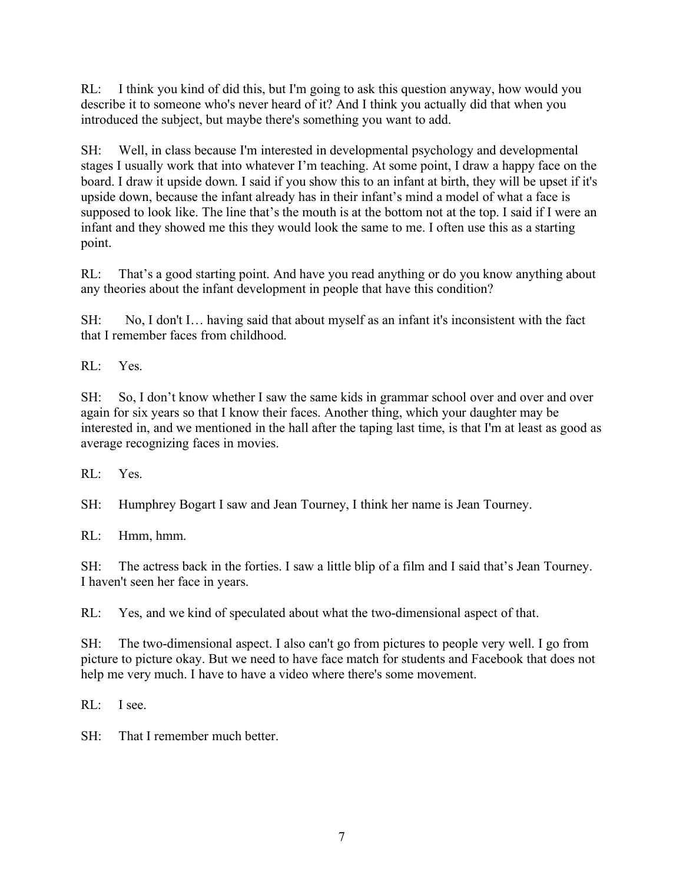RL: I think you kind of did this, but I'm going to ask this question anyway, how would you describe it to someone who's never heard of it? And I think you actually did that when you introduced the subject, but maybe there's something you want to add.

SH: Well, in class because I'm interested in developmental psychology and developmental stages I usually work that into whatever I'm teaching. At some point, I draw a happy face on the board. I draw it upside down. I said if you show this to an infant at birth, they will be upset if it's upside down, because the infant already has in their infant's mind a model of what a face is supposed to look like. The line that's the mouth is at the bottom not at the top. I said if I were an infant and they showed me this they would look the same to me. I often use this as a starting point.

RL: That's a good starting point. And have you read anything or do you know anything about any theories about the infant development in people that have this condition?

SH: No, I don't I… having said that about myself as an infant it's inconsistent with the fact that I remember faces from childhood.

RL: Yes.

SH: So, I don't know whether I saw the same kids in grammar school over and over and over again for six years so that I know their faces. Another thing, which your daughter may be interested in, and we mentioned in the hall after the taping last time, is that I'm at least as good as average recognizing faces in movies.

RL: Yes.

SH: Humphrey Bogart I saw and Jean Tourney, I think her name is Jean Tourney.

RL: Hmm, hmm.

SH: The actress back in the forties. I saw a little blip of a film and I said that's Jean Tourney. I haven't seen her face in years.

RL: Yes, and we kind of speculated about what the two-dimensional aspect of that.

SH: The two-dimensional aspect. I also can't go from pictures to people very well. I go from picture to picture okay. But we need to have face match for students and Facebook that does not help me very much. I have to have a video where there's some movement.

RL: I see.

SH: That I remember much better.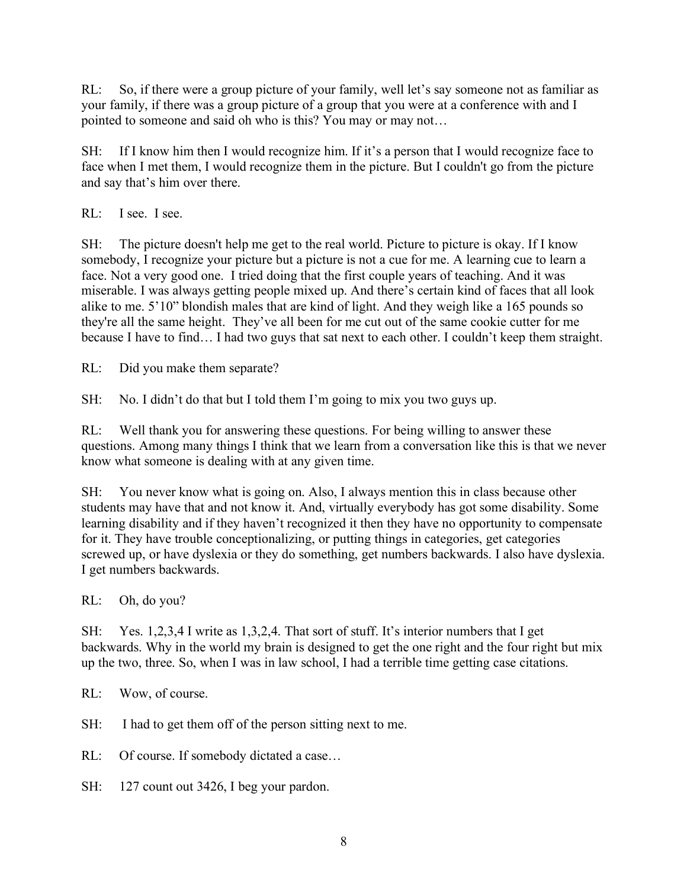RL: So, if there were a group picture of your family, well let's say someone not as familiar as your family, if there was a group picture of a group that you were at a conference with and I pointed to someone and said oh who is this? You may or may not…

SH: If I know him then I would recognize him. If it's a person that I would recognize face to face when I met them, I would recognize them in the picture. But I couldn't go from the picture and say that's him over there.

RL: I see. I see.

SH: The picture doesn't help me get to the real world. Picture to picture is okay. If I know somebody, I recognize your picture but a picture is not a cue for me. A learning cue to learn a face. Not a very good one. I tried doing that the first couple years of teaching. And it was miserable. I was always getting people mixed up. And there's certain kind of faces that all look alike to me. 5'10" blondish males that are kind of light. And they weigh like a 165 pounds so they're all the same height. They've all been for me cut out of the same cookie cutter for me because I have to find… I had two guys that sat next to each other. I couldn't keep them straight.

RL: Did you make them separate?

SH: No. I didn't do that but I told them I'm going to mix you two guys up.

RL: Well thank you for answering these questions. For being willing to answer these questions. Among many things I think that we learn from a conversation like this is that we never know what someone is dealing with at any given time.

SH: You never know what is going on. Also, I always mention this in class because other students may have that and not know it. And, virtually everybody has got some disability. Some learning disability and if they haven't recognized it then they have no opportunity to compensate for it. They have trouble conceptionalizing, or putting things in categories, get categories screwed up, or have dyslexia or they do something, get numbers backwards. I also have dyslexia. I get numbers backwards.

RL: Oh, do you?

SH: Yes. 1,2,3,4 I write as 1,3,2,4. That sort of stuff. It's interior numbers that I get backwards. Why in the world my brain is designed to get the one right and the four right but mix up the two, three. So, when I was in law school, I had a terrible time getting case citations.

RL: Wow, of course.

SH: I had to get them off of the person sitting next to me.

RL: Of course. If somebody dictated a case…

SH: 127 count out 3426, I beg your pardon.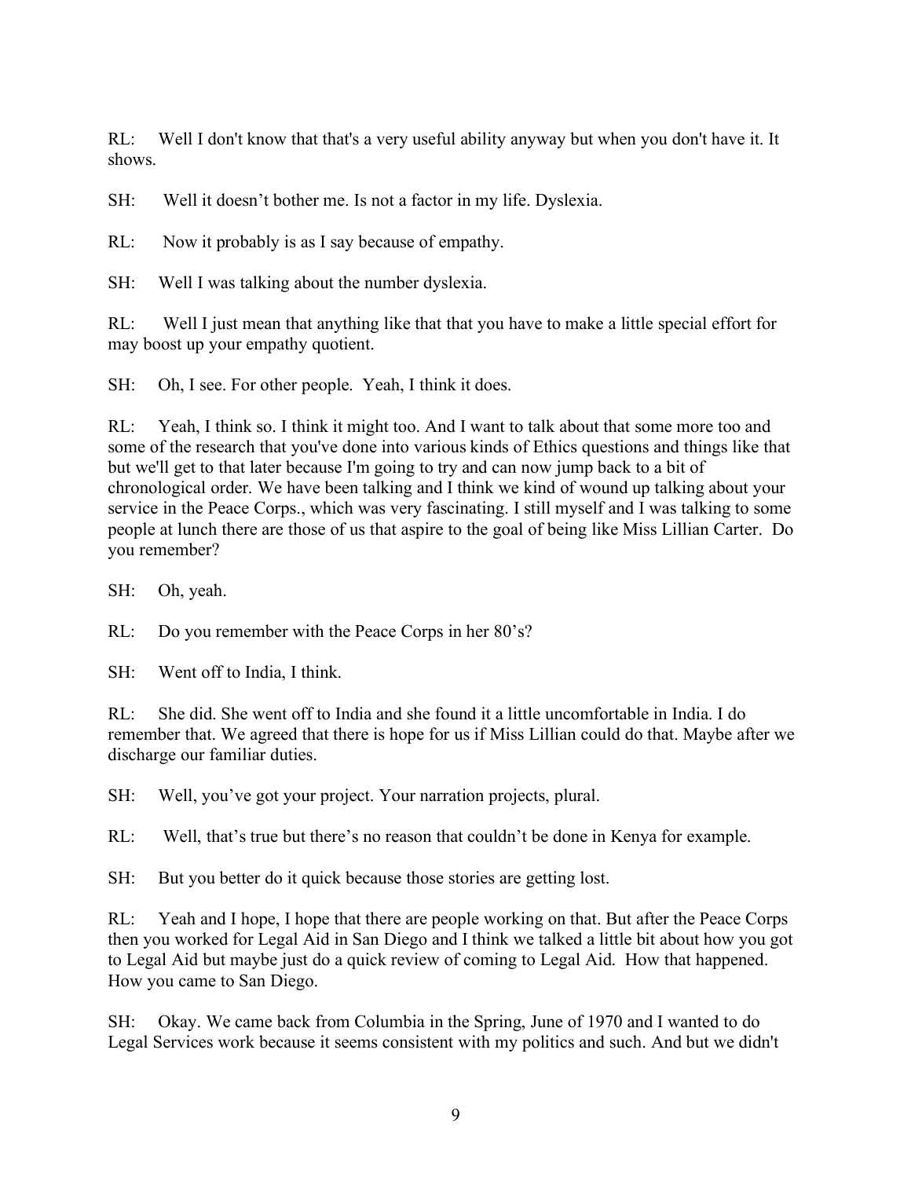RL: Well I don't know that that's a very useful ability anyway but when you don't have it. It shows.

SH: Well it doesn't bother me. Is not a factor in my life. Dyslexia.

RL: Now it probably is as I say because of empathy.

SH: Well I was talking about the number dyslexia.

RL: Well I just mean that anything like that that you have to make a little special effort for may boost up your empathy quotient.

SH: Oh, I see. For other people. Yeah, I think it does.

RL: Yeah, I think so. I think it might too. And I want to talk about that some more too and some of the research that you've done into various kinds of Ethics questions and things like that but we'll get to that later because I'm going to try and can now jump back to a bit of chronological order. We have been talking and I think we kind of wound up talking about your service in the Peace Corps., which was very fascinating. I still myself and I was talking to some people at lunch there are those of us that aspire to the goal of being like Miss Lillian Carter. Do you remember?

SH: Oh, yeah.

RL: Do you remember with the Peace Corps in her 80's?

SH: Went off to India, I think.

RL: She did. She went off to India and she found it a little uncomfortable in India. I do remember that. We agreed that there is hope for us if Miss Lillian could do that. Maybe after we discharge our familiar duties.

SH: Well, you've got your project. Your narration projects, plural.

RL: Well, that's true but there's no reason that couldn't be done in Kenya for example.

SH: But you better do it quick because those stories are getting lost.

RL: Yeah and I hope, I hope that there are people working on that. But after the Peace Corps then you worked for Legal Aid in San Diego and I think we talked a little bit about how you got to Legal Aid but maybe just do a quick review of coming to Legal Aid. How that happened. How you came to San Diego.

SH: Okay. We came back from Columbia in the Spring, June of 1970 and I wanted to do Legal Services work because it seems consistent with my politics and such. And but we didn't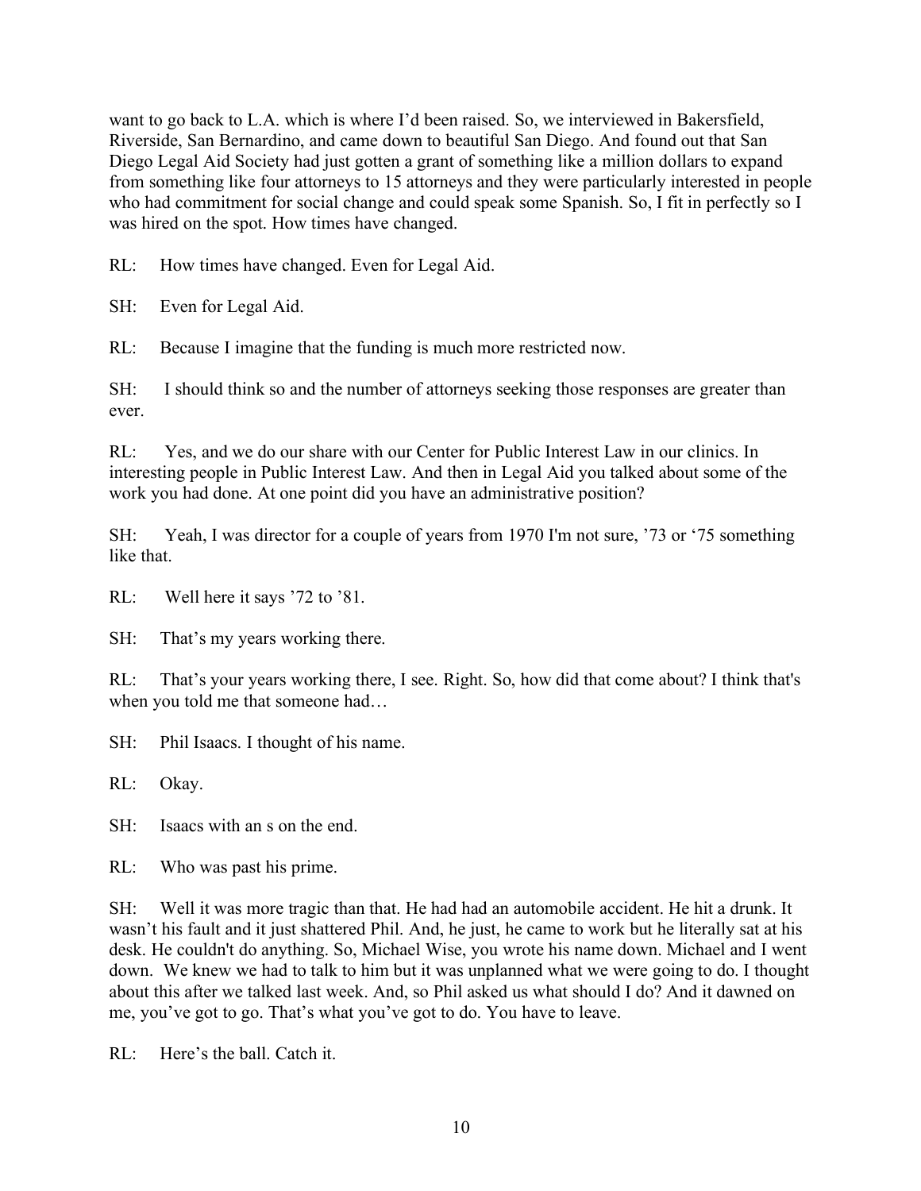want to go back to L.A. which is where I'd been raised. So, we interviewed in Bakersfield, Riverside, San Bernardino, and came down to beautiful San Diego. And found out that San Diego Legal Aid Society had just gotten a grant of something like a million dollars to expand from something like four attorneys to 15 attorneys and they were particularly interested in people who had commitment for social change and could speak some Spanish. So, I fit in perfectly so I was hired on the spot. How times have changed.

RL: How times have changed. Even for Legal Aid.

SH: Even for Legal Aid.

RL: Because I imagine that the funding is much more restricted now.

SH: I should think so and the number of attorneys seeking those responses are greater than ever.

RL: Yes, and we do our share with our Center for Public Interest Law in our clinics. In interesting people in Public Interest Law. And then in Legal Aid you talked about some of the work you had done. At one point did you have an administrative position?

SH: Yeah, I was director for a couple of years from 1970 I'm not sure, '73 or '75 something like that.

RL: Well here it says '72 to '81.

SH: That's my years working there.

RL: That's your years working there, I see. Right. So, how did that come about? I think that's when you told me that someone had…

SH: Phil Isaacs. I thought of his name.

RL: Okay.

SH: Isaacs with an s on the end.

RL: Who was past his prime.

SH: Well it was more tragic than that. He had had an automobile accident. He hit a drunk. It wasn't his fault and it just shattered Phil. And, he just, he came to work but he literally sat at his desk. He couldn't do anything. So, Michael Wise, you wrote his name down. Michael and I went down. We knew we had to talk to him but it was unplanned what we were going to do. I thought about this after we talked last week. And, so Phil asked us what should I do? And it dawned on me, you've got to go. That's what you've got to do. You have to leave.

RL: Here's the ball. Catch it.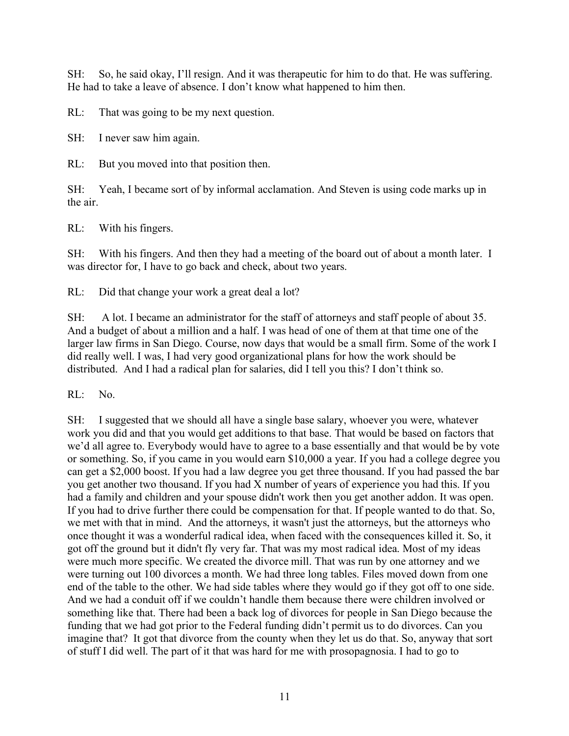SH: So, he said okay, I'll resign. And it was therapeutic for him to do that. He was suffering. He had to take a leave of absence. I don't know what happened to him then.

RL: That was going to be my next question.

SH: I never saw him again.

RL: But you moved into that position then.

SH: Yeah, I became sort of by informal acclamation. And Steven is using code marks up in the air.

RL: With his fingers.

SH: With his fingers. And then they had a meeting of the board out of about a month later. I was director for, I have to go back and check, about two years.

RL: Did that change your work a great deal a lot?

SH: A lot. I became an administrator for the staff of attorneys and staff people of about 35. And a budget of about a million and a half. I was head of one of them at that time one of the larger law firms in San Diego. Course, now days that would be a small firm. Some of the work I did really well. I was, I had very good organizational plans for how the work should be distributed. And I had a radical plan for salaries, did I tell you this? I don't think so.

RL: No.

SH: I suggested that we should all have a single base salary, whoever you were, whatever work you did and that you would get additions to that base. That would be based on factors that we'd all agree to. Everybody would have to agree to a base essentially and that would be by vote or something. So, if you came in you would earn $10,000 a year. If you had a college degree you can get a $2,000 boost. If you had a law degree you get three thousand. If you had passed the bar you get another two thousand. If you had X number of years of experience you had this. If you had a family and children and your spouse didn't work then you get another addon. It was open. If you had to drive further there could be compensation for that. If people wanted to do that. So, we met with that in mind. And the attorneys, it wasn't just the attorneys, but the attorneys who once thought it was a wonderful radical idea, when faced with the consequences killed it. So, it got off the ground but it didn't fly very far. That was my most radical idea. Most of my ideas were much more specific. We created the divorce mill. That was run by one attorney and we were turning out 100 divorces a month. We had three long tables. Files moved down from one end of the table to the other. We had side tables where they would go if they got off to one side. And we had a conduit off if we couldn't handle them because there were children involved or something like that. There had been a back log of divorces for people in San Diego because the funding that we had got prior to the Federal funding didn't permit us to do divorces. Can you imagine that? It got that divorce from the county when they let us do that. So, anyway that sort of stuff I did well. The part of it that was hard for me with prosopagnosia. I had to go to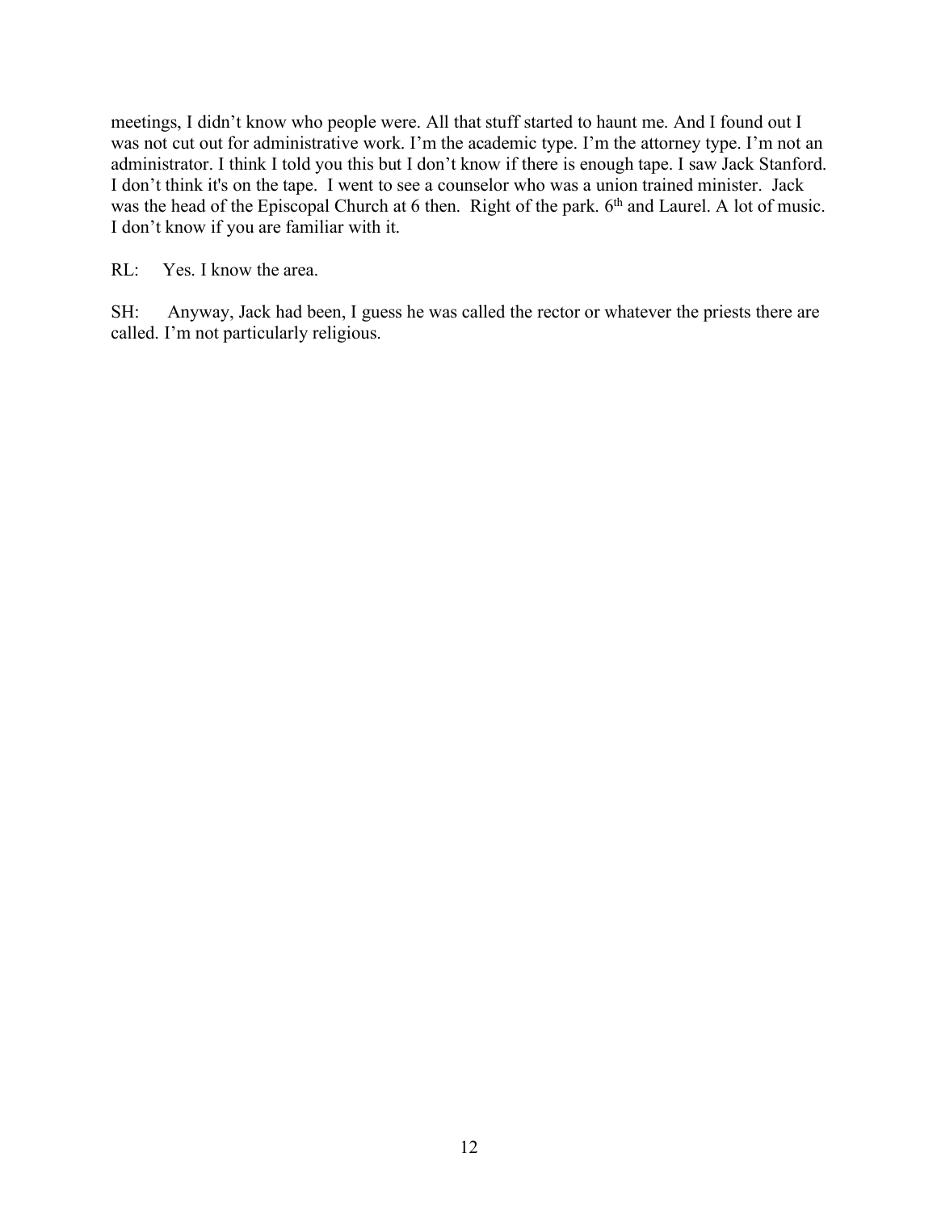meetings, I didn't know who people were. All that stuff started to haunt me. And I found out I was not cut out for administrative work. I'm the academic type. I'm the attorney type. I'm not an administrator. I think I told you this but I don't know if there is enough tape. I saw Jack Stanford. I don't think it's on the tape. I went to see a counselor who was a union trained minister. Jack was the head of the Episcopal Church at 6 then. Right of the park. 6th and Laurel. A lot of music. I don't know if you are familiar with it.

RL: Yes. I know the area.

SH: Anyway, Jack had been, I guess he was called the rector or whatever the priests there are called. I'm not particularly religious.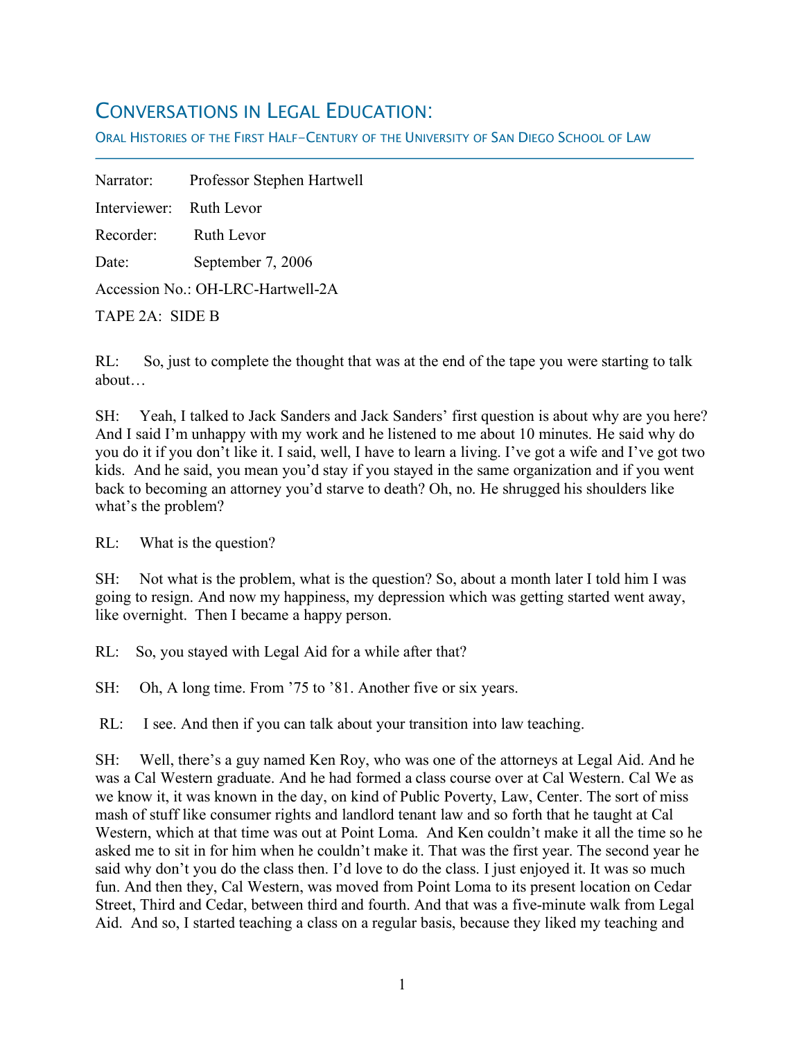# Conversations in Legal Education:

Oral Histories of the First Half-Century of the University of San Diego School of Law

Narrator: Professor Stephen Hartwell

Interviewer: Ruth Levor

Recorder: Ruth Levor

Date: September 7, 2006

Accession No.: OH-LRC-Hartwell-2A

TAPE 2A: SIDE B

RL: So, just to complete the thought that was at the end of the tape you were starting to talk about…

SH: Yeah, I talked to Jack Sanders and Jack Sanders' first question is about why are you here? And I said I'm unhappy with my work and he listened to me about 10 minutes. He said why do you do it if you don't like it. I said, well, I have to learn a living. I've got a wife and I've got two kids. And he said, you mean you'd stay if you stayed in the same organization and if you went back to becoming an attorney you'd starve to death? Oh, no. He shrugged his shoulders like what's the problem?

RL: What is the question?

SH: Not what is the problem, what is the question? So, about a month later I told him I was going to resign. And now my happiness, my depression which was getting started went away, like overnight. Then I became a happy person.

RL: So, you stayed with Legal Aid for a while after that?

SH: Oh, A long time. From '75 to '81. Another five or six years.

RL: I see. And then if you can talk about your transition into law teaching.

SH: Well, there's a guy named Ken Roy, who was one of the attorneys at Legal Aid. And he was a Cal Western graduate. And he had formed a class course over at Cal Western. Cal We as we know it, it was known in the day, on kind of Public Poverty, Law, Center. The sort of miss mash of stuff like consumer rights and landlord tenant law and so forth that he taught at Cal Western, which at that time was out at Point Loma. And Ken couldn't make it all the time so he asked me to sit in for him when he couldn't make it. That was the first year. The second year he said why don't you do the class then. I'd love to do the class. I just enjoyed it. It was so much fun. And then they, Cal Western, was moved from Point Loma to its present location on Cedar Street, Third and Cedar, between third and fourth. And that was a five-minute walk from Legal Aid. And so, I started teaching a class on a regular basis, because they liked my teaching and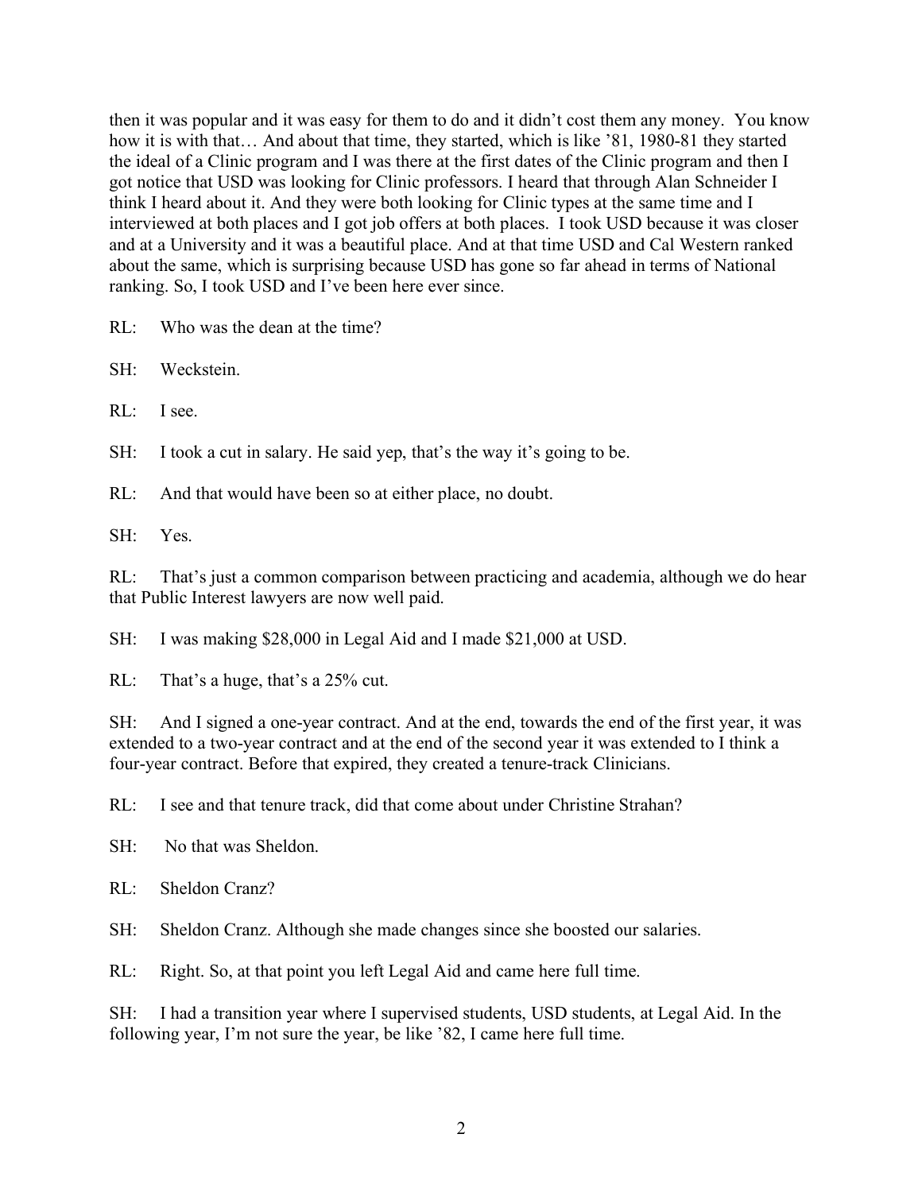then it was popular and it was easy for them to do and it didn't cost them any money. You know how it is with that… And about that time, they started, which is like '81, 1980-81 they started the ideal of a Clinic program and I was there at the first dates of the Clinic program and then I got notice that USD was looking for Clinic professors. I heard that through Alan Schneider I think I heard about it. And they were both looking for Clinic types at the same time and I interviewed at both places and I got job offers at both places. I took USD because it was closer and at a University and it was a beautiful place. And at that time USD and Cal Western ranked about the same, which is surprising because USD has gone so far ahead in terms of National ranking. So, I took USD and I've been here ever since.

RL: Who was the dean at the time?

SH: Weckstein.

RL: I see.

SH: I took a cut in salary. He said yep, that's the way it's going to be.

RL: And that would have been so at either place, no doubt.

SH: Yes.

RL: That's just a common comparison between practicing and academia, although we do hear that Public Interest lawyers are now well paid.

SH: I was making $28,000 in Legal Aid and I made $21,000 at USD.

RL: That's a huge, that's a 25% cut.

SH: And I signed a one-year contract. And at the end, towards the end of the first year, it was extended to a two-year contract and at the end of the second year it was extended to I think a four-year contract. Before that expired, they created a tenure-track Clinicians.

RL: I see and that tenure track, did that come about under Christine Strahan?

SH: No that was Sheldon.

RL: Sheldon Cranz?

SH: Sheldon Cranz. Although she made changes since she boosted our salaries.

RL: Right. So, at that point you left Legal Aid and came here full time.

SH: I had a transition year where I supervised students, USD students, at Legal Aid. In the following year, I'm not sure the year, be like '82, I came here full time.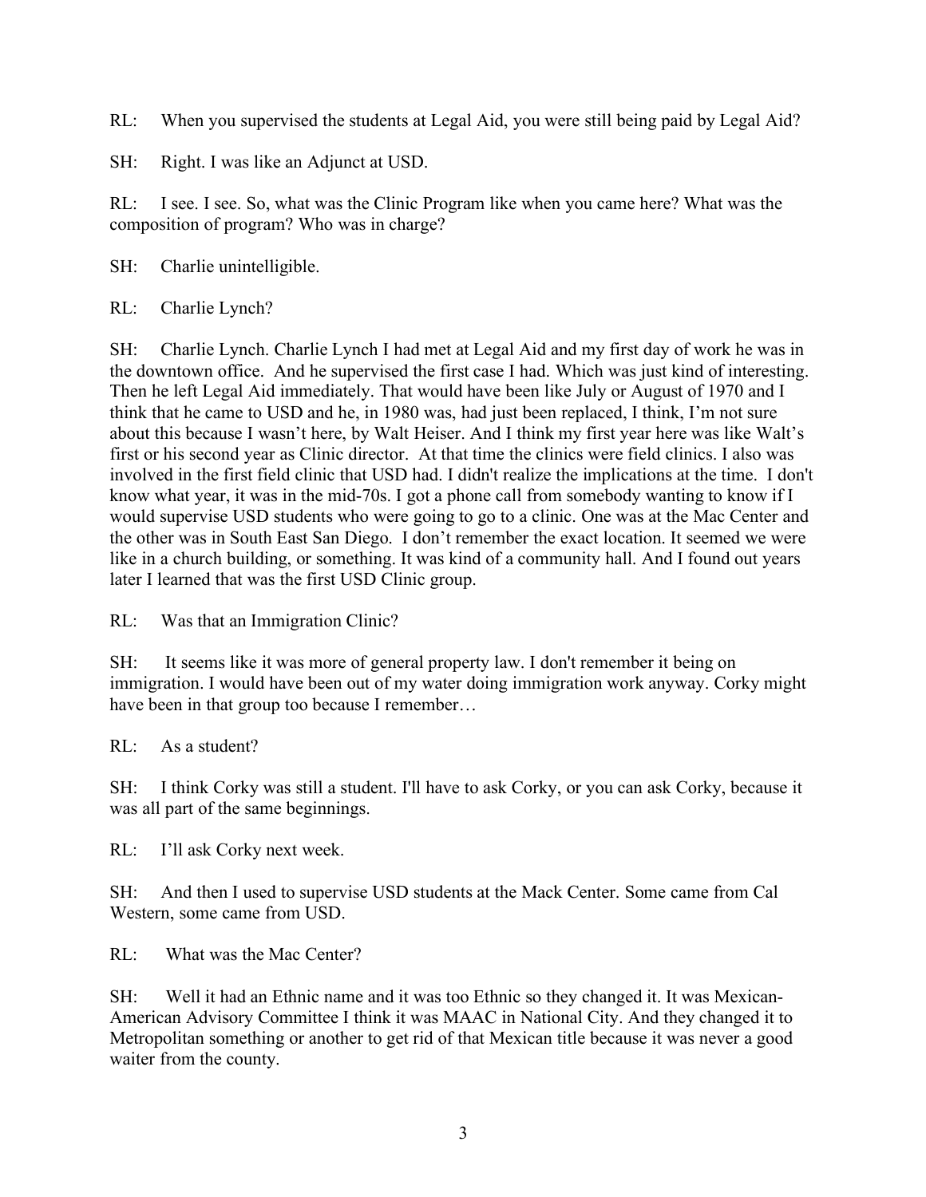RL: When you supervised the students at Legal Aid, you were still being paid by Legal Aid?

SH: Right. I was like an Adjunct at USD.

RL: I see. I see. So, what was the Clinic Program like when you came here? What was the composition of program? Who was in charge?

SH: Charlie unintelligible.

RL: Charlie Lynch?

SH: Charlie Lynch. Charlie Lynch I had met at Legal Aid and my first day of work he was in the downtown office. And he supervised the first case I had. Which was just kind of interesting. Then he left Legal Aid immediately. That would have been like July or August of 1970 and I think that he came to USD and he, in 1980 was, had just been replaced, I think, I'm not sure about this because I wasn't here, by Walt Heiser. And I think my first year here was like Walt's first or his second year as Clinic director. At that time the clinics were field clinics. I also was involved in the first field clinic that USD had. I didn't realize the implications at the time. I don't know what year, it was in the mid-70s. I got a phone call from somebody wanting to know if I would supervise USD students who were going to go to a clinic. One was at the Mac Center and the other was in South East San Diego. I don't remember the exact location. It seemed we were like in a church building, or something. It was kind of a community hall. And I found out years later I learned that was the first USD Clinic group.

RL: Was that an Immigration Clinic?

SH: It seems like it was more of general property law. I don't remember it being on immigration. I would have been out of my water doing immigration work anyway. Corky might have been in that group too because I remember…

RL: As a student?

SH: I think Corky was still a student. I'll have to ask Corky, or you can ask Corky, because it was all part of the same beginnings.

RL: I'll ask Corky next week.

SH: And then I used to supervise USD students at the Mack Center. Some came from Cal Western, some came from USD.

RL: What was the Mac Center?

SH: Well it had an Ethnic name and it was too Ethnic so they changed it. It was Mexican-American Advisory Committee I think it was MAAC in National City. And they changed it to Metropolitan something or another to get rid of that Mexican title because it was never a good waiter from the county.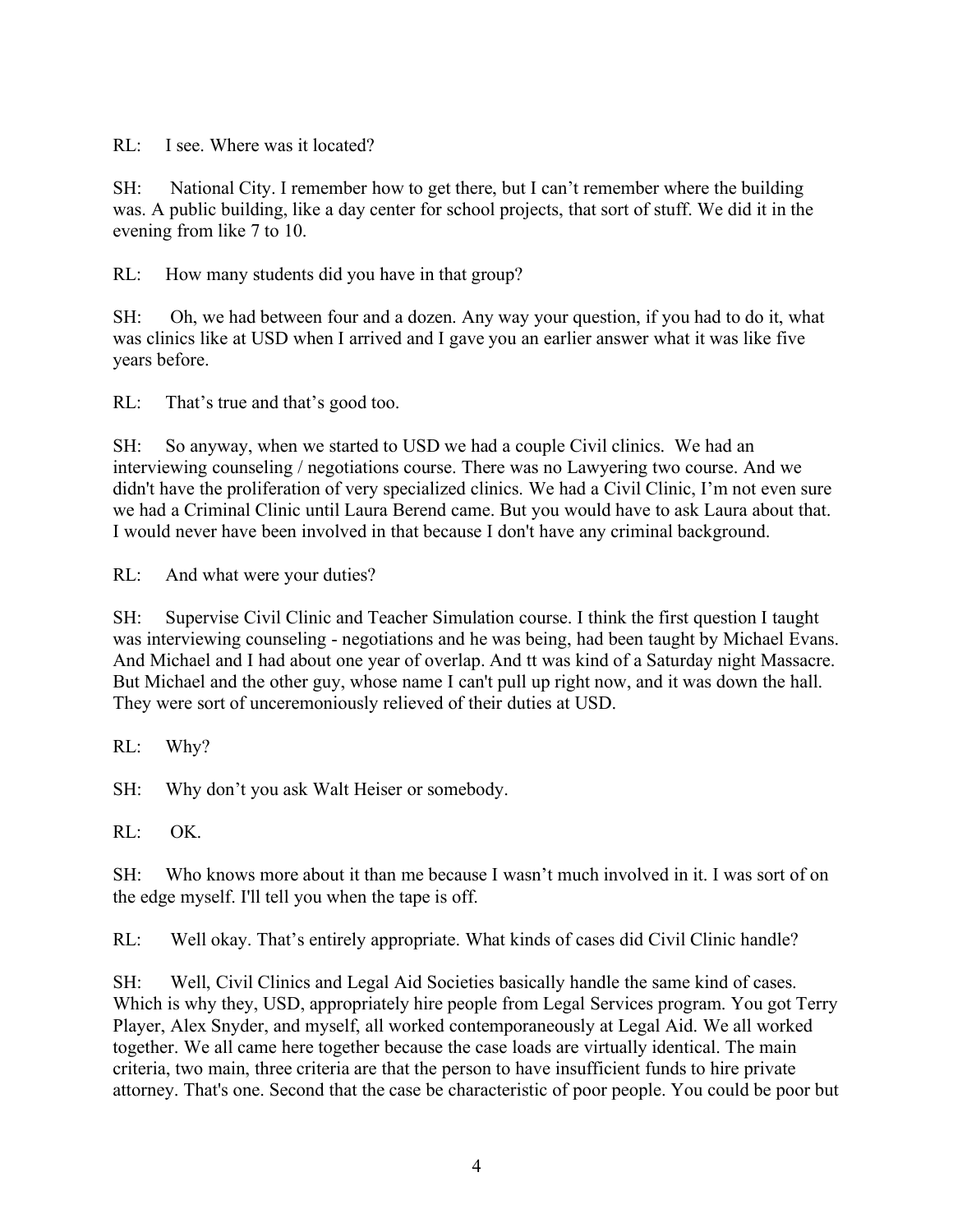RL: I see. Where was it located?

SH: National City. I remember how to get there, but I can't remember where the building was. A public building, like a day center for school projects, that sort of stuff. We did it in the evening from like 7 to 10.

RL: How many students did you have in that group?

SH: Oh, we had between four and a dozen. Any way your question, if you had to do it, what was clinics like at USD when I arrived and I gave you an earlier answer what it was like five years before.

RL: That's true and that's good too.

SH: So anyway, when we started to USD we had a couple Civil clinics. We had an interviewing counseling / negotiations course. There was no Lawyering two course. And we didn't have the proliferation of very specialized clinics. We had a Civil Clinic, I'm not even sure we had a Criminal Clinic until Laura Berend came. But you would have to ask Laura about that. I would never have been involved in that because I don't have any criminal background.

RL: And what were your duties?

SH: Supervise Civil Clinic and Teacher Simulation course. I think the first question I taught was interviewing counseling - negotiations and he was being, had been taught by Michael Evans. And Michael and I had about one year of overlap. And tt was kind of a Saturday night Massacre. But Michael and the other guy, whose name I can't pull up right now, and it was down the hall. They were sort of unceremoniously relieved of their duties at USD.

RL: Why?

SH: Why don't you ask Walt Heiser or somebody.

RL: OK.

SH: Who knows more about it than me because I wasn't much involved in it. I was sort of on the edge myself. I'll tell you when the tape is off.

RL: Well okay. That's entirely appropriate. What kinds of cases did Civil Clinic handle?

SH: Well, Civil Clinics and Legal Aid Societies basically handle the same kind of cases. Which is why they, USD, appropriately hire people from Legal Services program. You got Terry Player, Alex Snyder, and myself, all worked contemporaneously at Legal Aid. We all worked together. We all came here together because the case loads are virtually identical. The main criteria, two main, three criteria are that the person to have insufficient funds to hire private attorney. That's one. Second that the case be characteristic of poor people. You could be poor but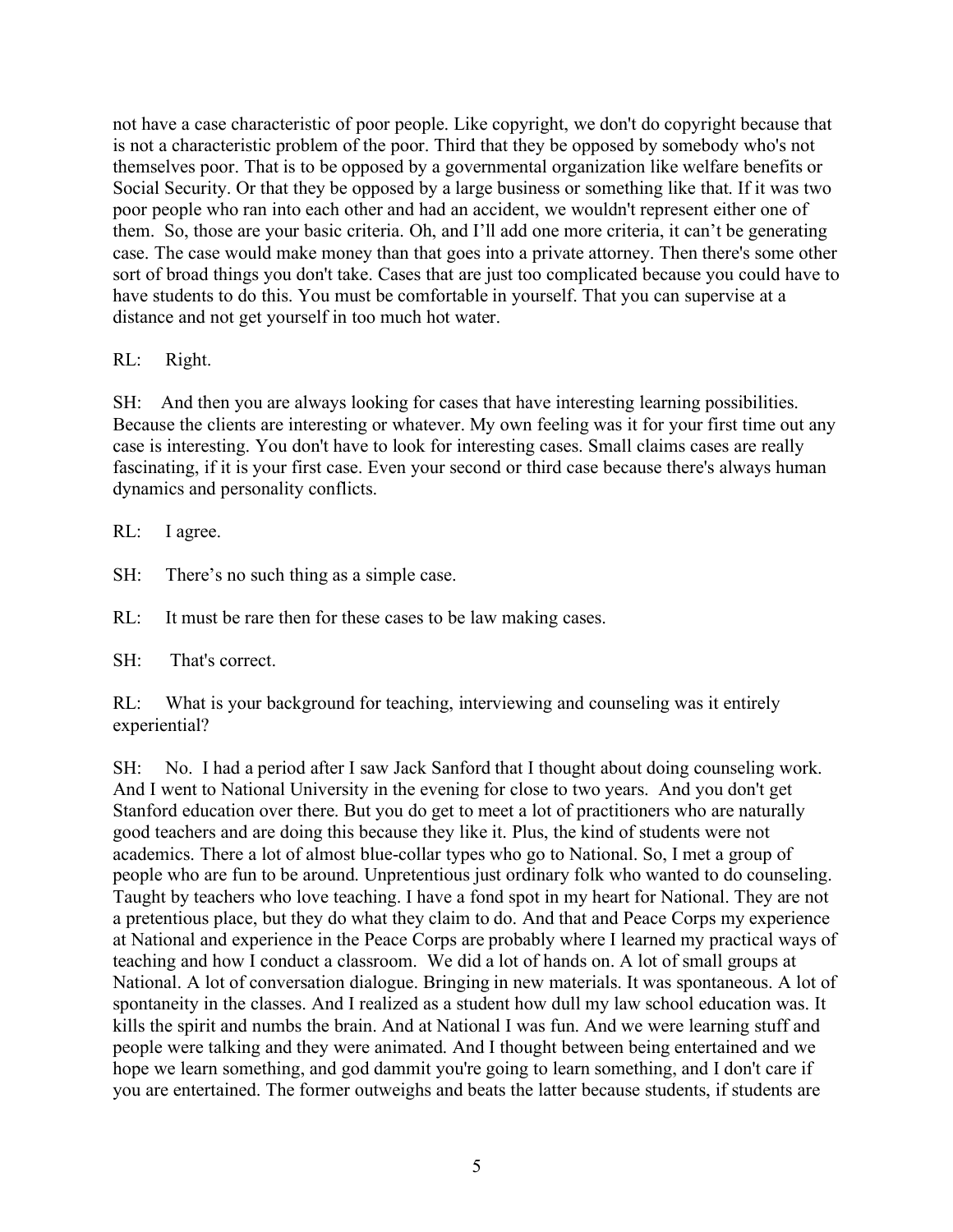not have a case characteristic of poor people. Like copyright, we don't do copyright because that is not a characteristic problem of the poor. Third that they be opposed by somebody who's not themselves poor. That is to be opposed by a governmental organization like welfare benefits or Social Security. Or that they be opposed by a large business or something like that. If it was two poor people who ran into each other and had an accident, we wouldn't represent either one of them. So, those are your basic criteria. Oh, and I'll add one more criteria, it can't be generating case. The case would make money than that goes into a private attorney. Then there's some other sort of broad things you don't take. Cases that are just too complicated because you could have to have students to do this. You must be comfortable in yourself. That you can supervise at a distance and not get yourself in too much hot water.

RL: Right.

SH: And then you are always looking for cases that have interesting learning possibilities. Because the clients are interesting or whatever. My own feeling was it for your first time out any case is interesting. You don't have to look for interesting cases. Small claims cases are really fascinating, if it is your first case. Even your second or third case because there's always human dynamics and personality conflicts.

RL: I agree.

SH: There's no such thing as a simple case.

RL: It must be rare then for these cases to be law making cases.

SH: That's correct.

RL: What is your background for teaching, interviewing and counseling was it entirely experiential?

SH: No. I had a period after I saw Jack Sanford that I thought about doing counseling work. And I went to National University in the evening for close to two years. And you don't get Stanford education over there. But you do get to meet a lot of practitioners who are naturally good teachers and are doing this because they like it. Plus, the kind of students were not academics. There a lot of almost blue-collar types who go to National. So, I met a group of people who are fun to be around. Unpretentious just ordinary folk who wanted to do counseling. Taught by teachers who love teaching. I have a fond spot in my heart for National. They are not a pretentious place, but they do what they claim to do. And that and Peace Corps my experience at National and experience in the Peace Corps are probably where I learned my practical ways of teaching and how I conduct a classroom. We did a lot of hands on. A lot of small groups at National. A lot of conversation dialogue. Bringing in new materials. It was spontaneous. A lot of spontaneity in the classes. And I realized as a student how dull my law school education was. It kills the spirit and numbs the brain. And at National I was fun. And we were learning stuff and people were talking and they were animated. And I thought between being entertained and we hope we learn something, and god dammit you're going to learn something, and I don't care if you are entertained. The former outweighs and beats the latter because students, if students are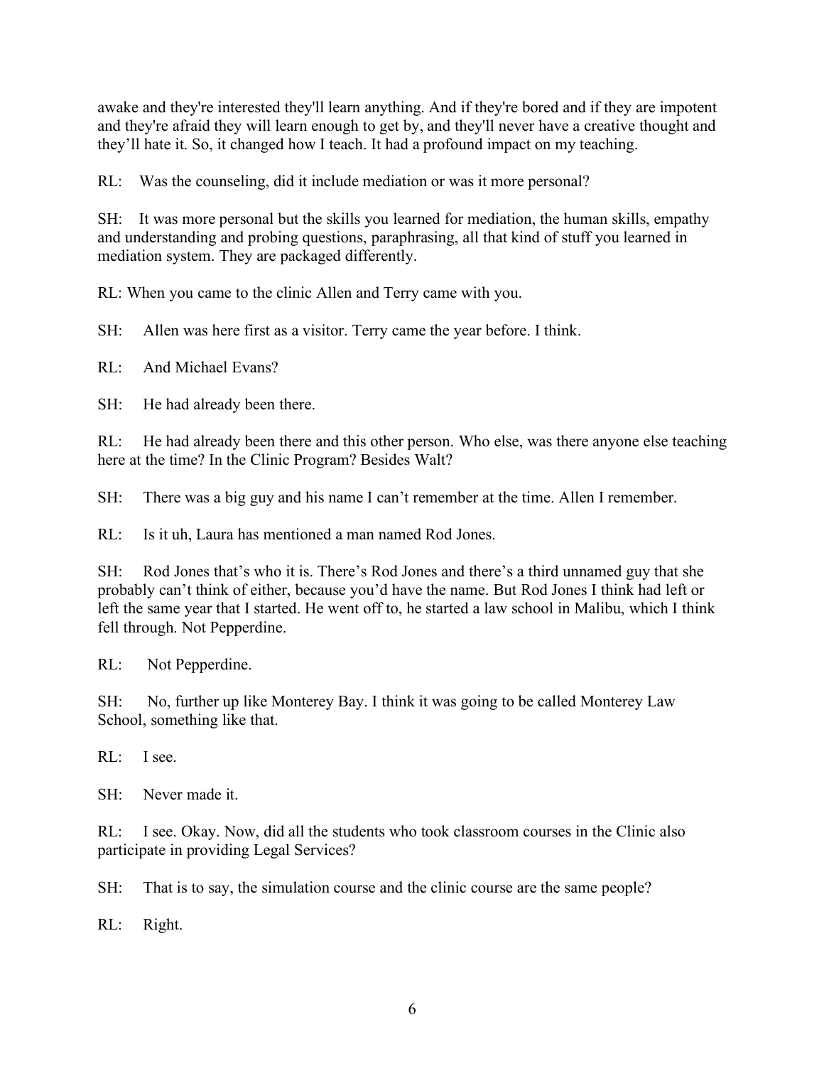awake and they're interested they'll learn anything. And if they're bored and if they are impotent and they're afraid they will learn enough to get by, and they'll never have a creative thought and they'll hate it. So, it changed how I teach. It had a profound impact on my teaching.

RL: Was the counseling, did it include mediation or was it more personal?

SH: It was more personal but the skills you learned for mediation, the human skills, empathy and understanding and probing questions, paraphrasing, all that kind of stuff you learned in mediation system. They are packaged differently.

RL: When you came to the clinic Allen and Terry came with you.

SH: Allen was here first as a visitor. Terry came the year before. I think.

RL: And Michael Evans?

SH: He had already been there.

RL: He had already been there and this other person. Who else, was there anyone else teaching here at the time? In the Clinic Program? Besides Walt?

SH: There was a big guy and his name I can't remember at the time. Allen I remember.

RL: Is it uh, Laura has mentioned a man named Rod Jones.

SH: Rod Jones that's who it is. There's Rod Jones and there's a third unnamed guy that she probably can't think of either, because you'd have the name. But Rod Jones I think had left or left the same year that I started. He went off to, he started a law school in Malibu, which I think fell through. Not Pepperdine.

RL: Not Pepperdine.

SH: No, further up like Monterey Bay. I think it was going to be called Monterey Law School, something like that.

RL: I see.

SH: Never made it.

RL: I see. Okay. Now, did all the students who took classroom courses in the Clinic also participate in providing Legal Services?

SH: That is to say, the simulation course and the clinic course are the same people?

RL: Right.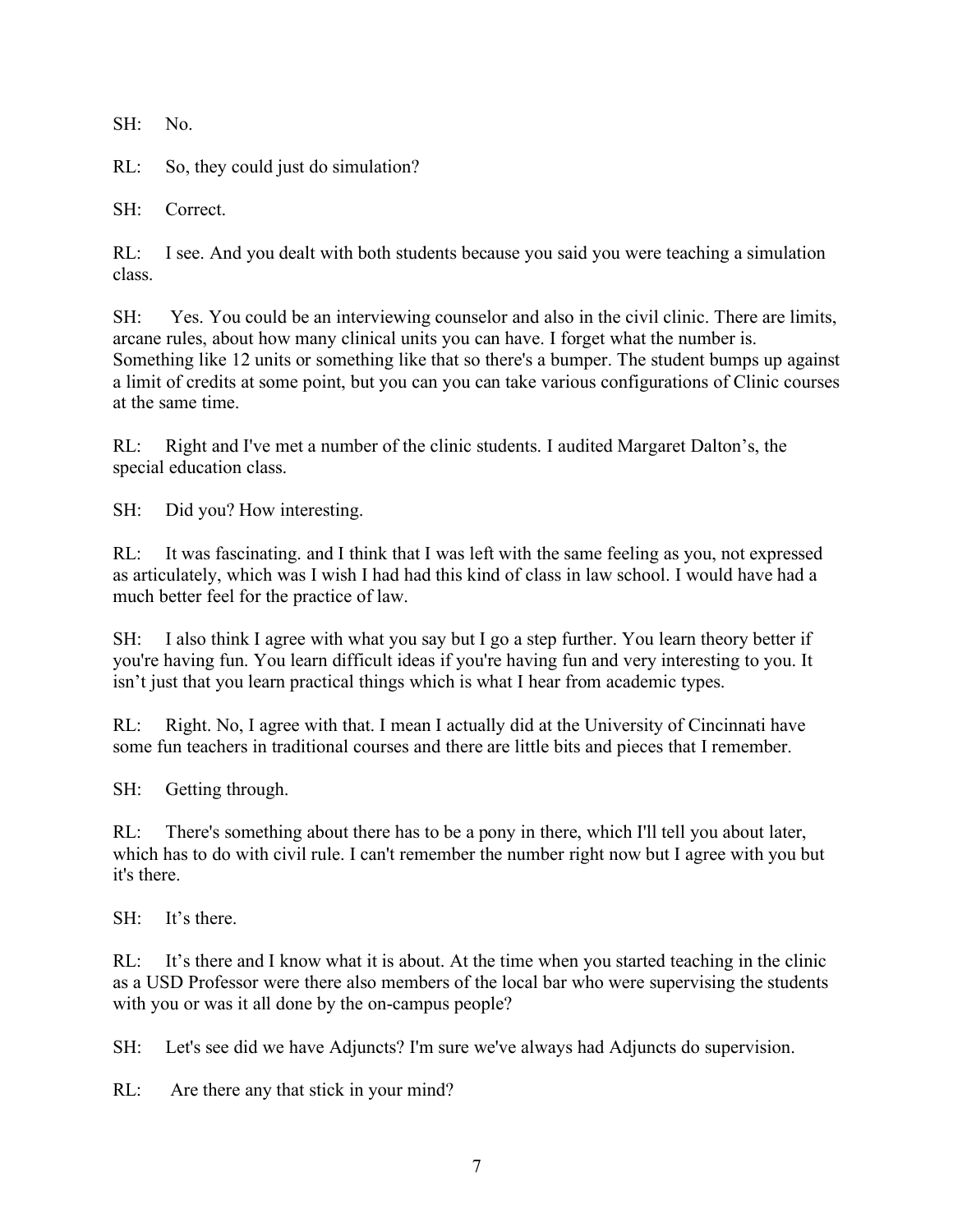SH: No.

RL: So, they could just do simulation?

SH: Correct.

RL: I see. And you dealt with both students because you said you were teaching a simulation class.

SH: Yes. You could be an interviewing counselor and also in the civil clinic. There are limits, arcane rules, about how many clinical units you can have. I forget what the number is. Something like 12 units or something like that so there's a bumper. The student bumps up against a limit of credits at some point, but you can you can take various configurations of Clinic courses at the same time.

RL: Right and I've met a number of the clinic students. I audited Margaret Dalton's, the special education class.

SH: Did you? How interesting.

RL: It was fascinating. and I think that I was left with the same feeling as you, not expressed as articulately, which was I wish I had had this kind of class in law school. I would have had a much better feel for the practice of law.

SH: I also think I agree with what you say but I go a step further. You learn theory better if you're having fun. You learn difficult ideas if you're having fun and very interesting to you. It isn't just that you learn practical things which is what I hear from academic types.

RL: Right. No, I agree with that. I mean I actually did at the University of Cincinnati have some fun teachers in traditional courses and there are little bits and pieces that I remember.

SH: Getting through.

RL: There's something about there has to be a pony in there, which I'll tell you about later, which has to do with civil rule. I can't remember the number right now but I agree with you but it's there.

SH: It's there.

RL: It's there and I know what it is about. At the time when you started teaching in the clinic as a USD Professor were there also members of the local bar who were supervising the students with you or was it all done by the on-campus people?

SH: Let's see did we have Adjuncts? I'm sure we've always had Adjuncts do supervision.

RL: Are there any that stick in your mind?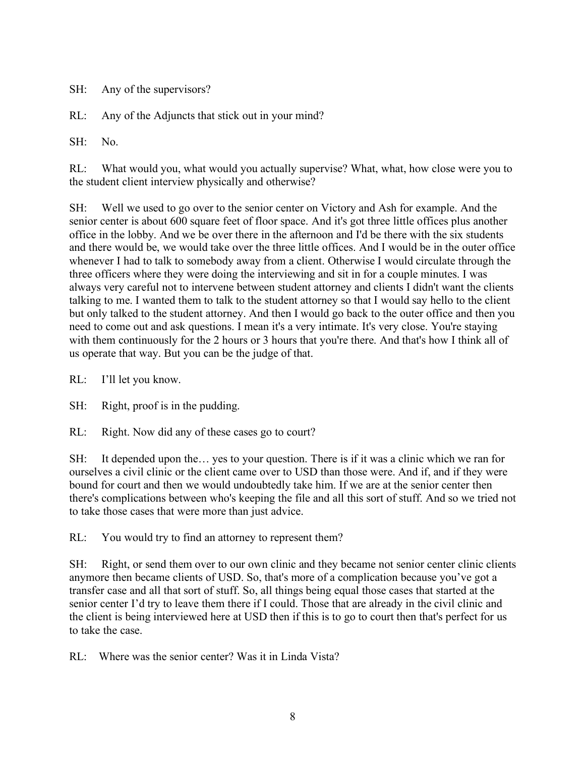SH: Any of the supervisors?

RL: Any of the Adjuncts that stick out in your mind?

SH: No.

RL: What would you, what would you actually supervise? What, what, how close were you to the student client interview physically and otherwise?

SH: Well we used to go over to the senior center on Victory and Ash for example. And the senior center is about 600 square feet of floor space. And it's got three little offices plus another office in the lobby. And we be over there in the afternoon and I'd be there with the six students and there would be, we would take over the three little offices. And I would be in the outer office whenever I had to talk to somebody away from a client. Otherwise I would circulate through the three officers where they were doing the interviewing and sit in for a couple minutes. I was always very careful not to intervene between student attorney and clients I didn't want the clients talking to me. I wanted them to talk to the student attorney so that I would say hello to the client but only talked to the student attorney. And then I would go back to the outer office and then you need to come out and ask questions. I mean it's a very intimate. It's very close. You're staying with them continuously for the 2 hours or 3 hours that you're there. And that's how I think all of us operate that way. But you can be the judge of that.

RL: I'll let you know.

SH: Right, proof is in the pudding.

RL: Right. Now did any of these cases go to court?

SH: It depended upon the… yes to your question. There is if it was a clinic which we ran for ourselves a civil clinic or the client came over to USD than those were. And if, and if they were bound for court and then we would undoubtedly take him. If we are at the senior center then there's complications between who's keeping the file and all this sort of stuff. And so we tried not to take those cases that were more than just advice.

RL: You would try to find an attorney to represent them?

SH: Right, or send them over to our own clinic and they became not senior center clinic clients anymore then became clients of USD. So, that's more of a complication because you've got a transfer case and all that sort of stuff. So, all things being equal those cases that started at the senior center I'd try to leave them there if I could. Those that are already in the civil clinic and the client is being interviewed here at USD then if this is to go to court then that's perfect for us to take the case.

RL: Where was the senior center? Was it in Linda Vista?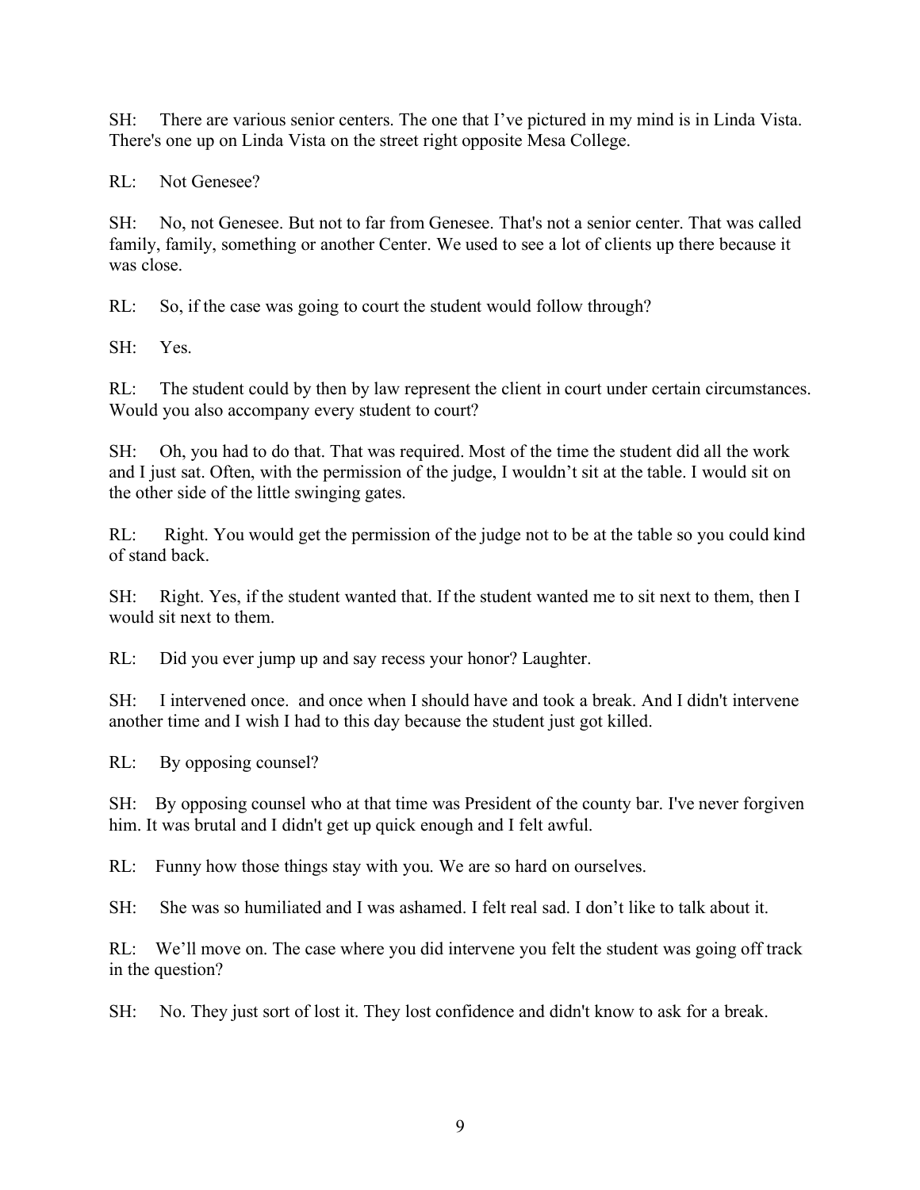SH: There are various senior centers. The one that I've pictured in my mind is in Linda Vista. There's one up on Linda Vista on the street right opposite Mesa College.

RL: Not Genesee?

SH: No, not Genesee. But not to far from Genesee. That's not a senior center. That was called family, family, something or another Center. We used to see a lot of clients up there because it was close.

RL: So, if the case was going to court the student would follow through?

SH: Yes.

RL: The student could by then by law represent the client in court under certain circumstances. Would you also accompany every student to court?

SH: Oh, you had to do that. That was required. Most of the time the student did all the work and I just sat. Often, with the permission of the judge, I wouldn't sit at the table. I would sit on the other side of the little swinging gates.

RL: Right. You would get the permission of the judge not to be at the table so you could kind of stand back.

SH: Right. Yes, if the student wanted that. If the student wanted me to sit next to them, then I would sit next to them.

RL: Did you ever jump up and say recess your honor? Laughter.

SH: I intervened once. and once when I should have and took a break. And I didn't intervene another time and I wish I had to this day because the student just got killed.

RL: By opposing counsel?

SH: By opposing counsel who at that time was President of the county bar. I've never forgiven him. It was brutal and I didn't get up quick enough and I felt awful.

RL: Funny how those things stay with you. We are so hard on ourselves.

SH: She was so humiliated and I was ashamed. I felt real sad. I don't like to talk about it.

RL: We'll move on. The case where you did intervene you felt the student was going off track in the question?

SH: No. They just sort of lost it. They lost confidence and didn't know to ask for a break.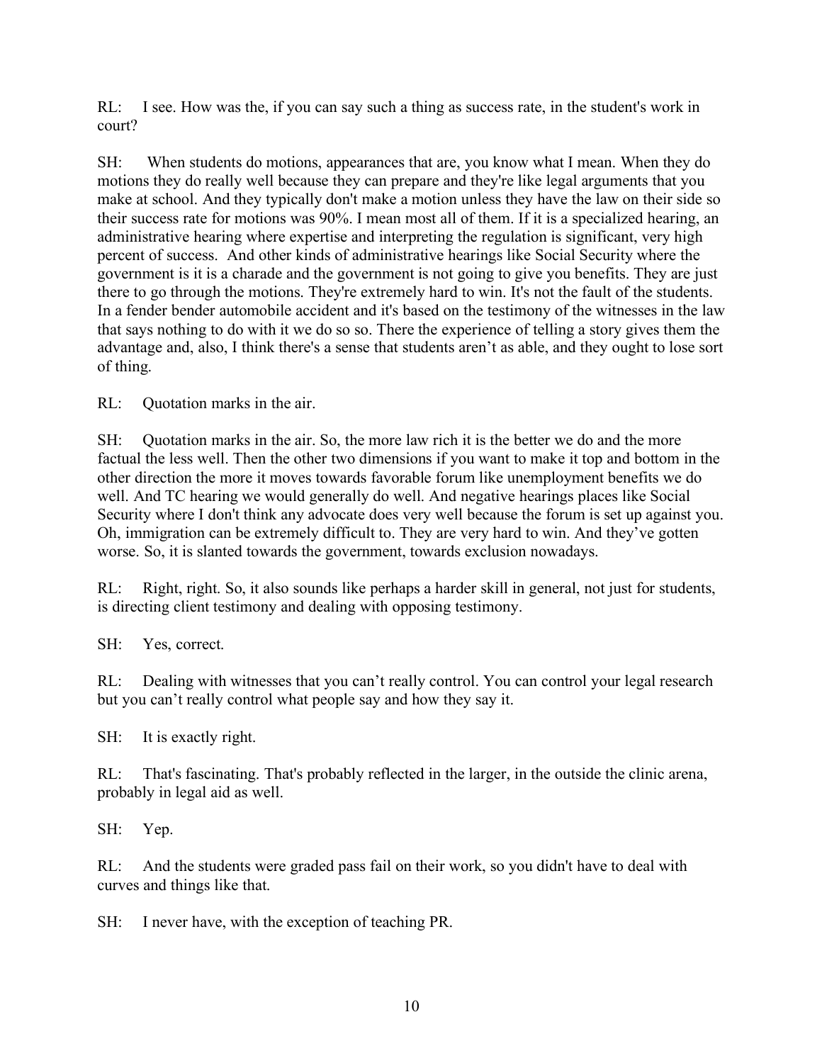RL: I see. How was the, if you can say such a thing as success rate, in the student's work in court?

SH: When students do motions, appearances that are, you know what I mean. When they do motions they do really well because they can prepare and they're like legal arguments that you make at school. And they typically don't make a motion unless they have the law on their side so their success rate for motions was 90%. I mean most all of them. If it is a specialized hearing, an administrative hearing where expertise and interpreting the regulation is significant, very high percent of success. And other kinds of administrative hearings like Social Security where the government is it is a charade and the government is not going to give you benefits. They are just there to go through the motions. They're extremely hard to win. It's not the fault of the students. In a fender bender automobile accident and it's based on the testimony of the witnesses in the law that says nothing to do with it we do so so. There the experience of telling a story gives them the advantage and, also, I think there's a sense that students aren't as able, and they ought to lose sort of thing.

RL: Quotation marks in the air.

SH: Quotation marks in the air. So, the more law rich it is the better we do and the more factual the less well. Then the other two dimensions if you want to make it top and bottom in the other direction the more it moves towards favorable forum like unemployment benefits we do well. And TC hearing we would generally do well. And negative hearings places like Social Security where I don't think any advocate does very well because the forum is set up against you. Oh, immigration can be extremely difficult to. They are very hard to win. And they've gotten worse. So, it is slanted towards the government, towards exclusion nowadays.

RL: Right, right. So, it also sounds like perhaps a harder skill in general, not just for students, is directing client testimony and dealing with opposing testimony.

SH: Yes, correct.

RL: Dealing with witnesses that you can't really control. You can control your legal research but you can't really control what people say and how they say it.

SH: It is exactly right.

RL: That's fascinating. That's probably reflected in the larger, in the outside the clinic arena, probably in legal aid as well.

SH: Yep.

RL: And the students were graded pass fail on their work, so you didn't have to deal with curves and things like that.

SH: I never have, with the exception of teaching PR.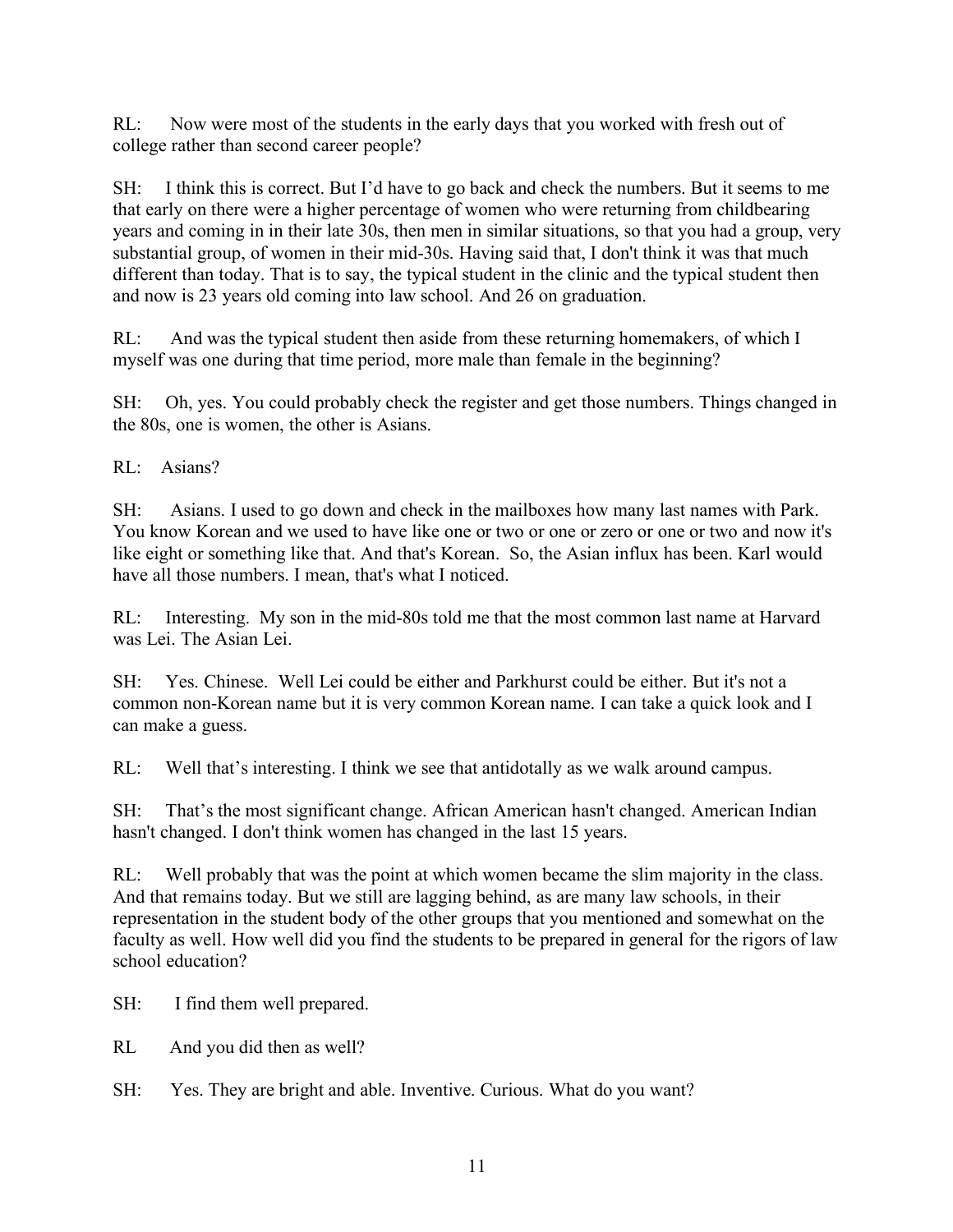RL: Now were most of the students in the early days that you worked with fresh out of college rather than second career people?

SH: I think this is correct. But I'd have to go back and check the numbers. But it seems to me that early on there were a higher percentage of women who were returning from childbearing years and coming in in their late 30s, then men in similar situations, so that you had a group, very substantial group, of women in their mid-30s. Having said that, I don't think it was that much different than today. That is to say, the typical student in the clinic and the typical student then and now is 23 years old coming into law school. And 26 on graduation.

RL: And was the typical student then aside from these returning homemakers, of which I myself was one during that time period, more male than female in the beginning?

SH: Oh, yes. You could probably check the register and get those numbers. Things changed in the 80s, one is women, the other is Asians.

RL: Asians?

SH: Asians. I used to go down and check in the mailboxes how many last names with Park. You know Korean and we used to have like one or two or one or zero or one or two and now it's like eight or something like that. And that's Korean. So, the Asian influx has been. Karl would have all those numbers. I mean, that's what I noticed.

RL: Interesting. My son in the mid-80s told me that the most common last name at Harvard was Lei. The Asian Lei.

SH: Yes. Chinese. Well Lei could be either and Parkhurst could be either. But it's not a common non-Korean name but it is very common Korean name. I can take a quick look and I can make a guess.

RL: Well that's interesting. I think we see that antidotally as we walk around campus.

SH: That's the most significant change. African American hasn't changed. American Indian hasn't changed. I don't think women has changed in the last 15 years.

RL: Well probably that was the point at which women became the slim majority in the class. And that remains today. But we still are lagging behind, as are many law schools, in their representation in the student body of the other groups that you mentioned and somewhat on the faculty as well. How well did you find the students to be prepared in general for the rigors of law school education?

SH: I find them well prepared.

RL And you did then as well?

SH: Yes. They are bright and able. Inventive. Curious. What do you want?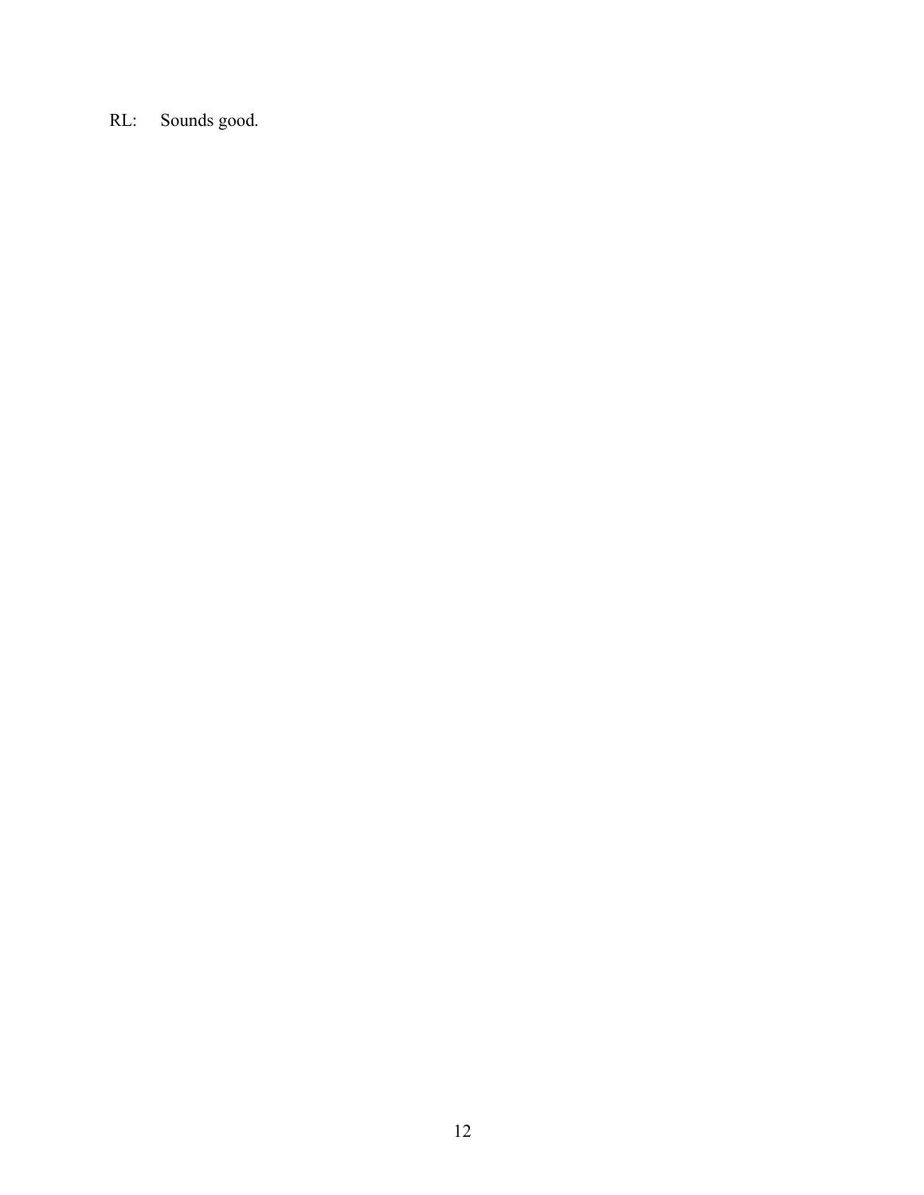RL: Sounds good.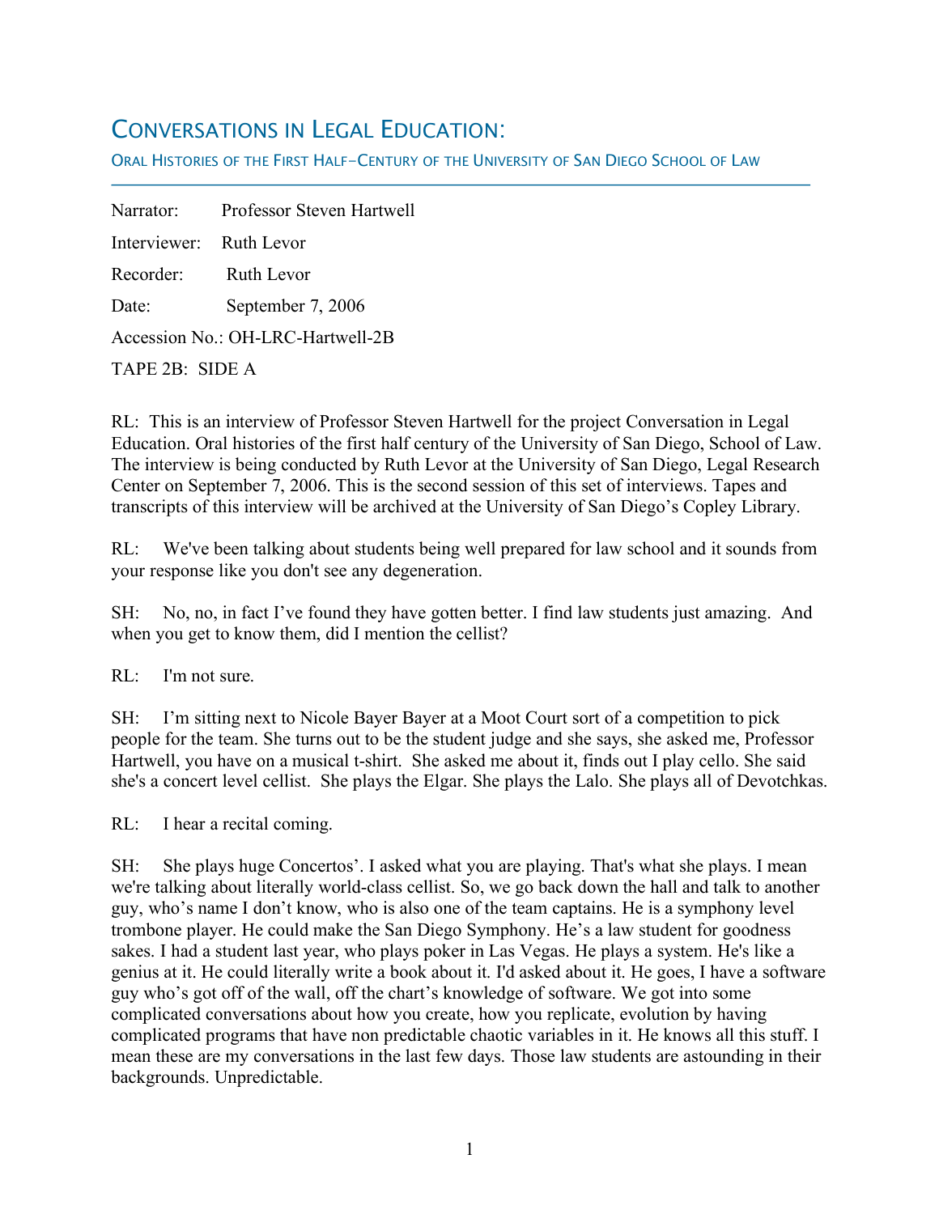# Conversations in Legal Education:

Oral Histories of the First Half-Century of the University of San Diego School of Law

---

Narrator: Professor Steven Hartwell

Interviewer: Ruth Levor

Recorder: Ruth Levor

Date: September 7, 2006

Accession No.: OH-LRC-Hartwell-2B

TAPE 2B: SIDE A

RL: This is an interview of Professor Steven Hartwell for the project Conversation in Legal Education. Oral histories of the first half century of the University of San Diego, School of Law. The interview is being conducted by Ruth Levor at the University of San Diego, Legal Research Center on September 7, 2006. This is the second session of this set of interviews. Tapes and transcripts of this interview will be archived at the University of San Diego's Copley Library.

RL: We've been talking about students being well prepared for law school and it sounds from your response like you don't see any degeneration.

SH: No, no, in fact I've found they have gotten better. I find law students just amazing. And when you get to know them, did I mention the cellist?

RL: I'm not sure.

SH: I'm sitting next to Nicole Bayer Bayer at a Moot Court sort of a competition to pick people for the team. She turns out to be the student judge and she says, she asked me, Professor Hartwell, you have on a musical t-shirt. She asked me about it, finds out I play cello. She said she's a concert level cellist. She plays the Elgar. She plays the Lalo. She plays all of Devotchkas.

RL: I hear a recital coming.

SH: She plays huge Concertos'. I asked what you are playing. That's what she plays. I mean we're talking about literally world-class cellist. So, we go back down the hall and talk to another guy, who's name I don't know, who is also one of the team captains. He is a symphony level trombone player. He could make the San Diego Symphony. He's a law student for goodness sakes. I had a student last year, who plays poker in Las Vegas. He plays a system. He's like a genius at it. He could literally write a book about it. I'd asked about it. He goes, I have a software guy who's got off of the wall, off the chart's knowledge of software. We got into some complicated conversations about how you create, how you replicate, evolution by having complicated programs that have non predictable chaotic variables in it. He knows all this stuff. I mean these are my conversations in the last few days. Those law students are astounding in their backgrounds. Unpredictable.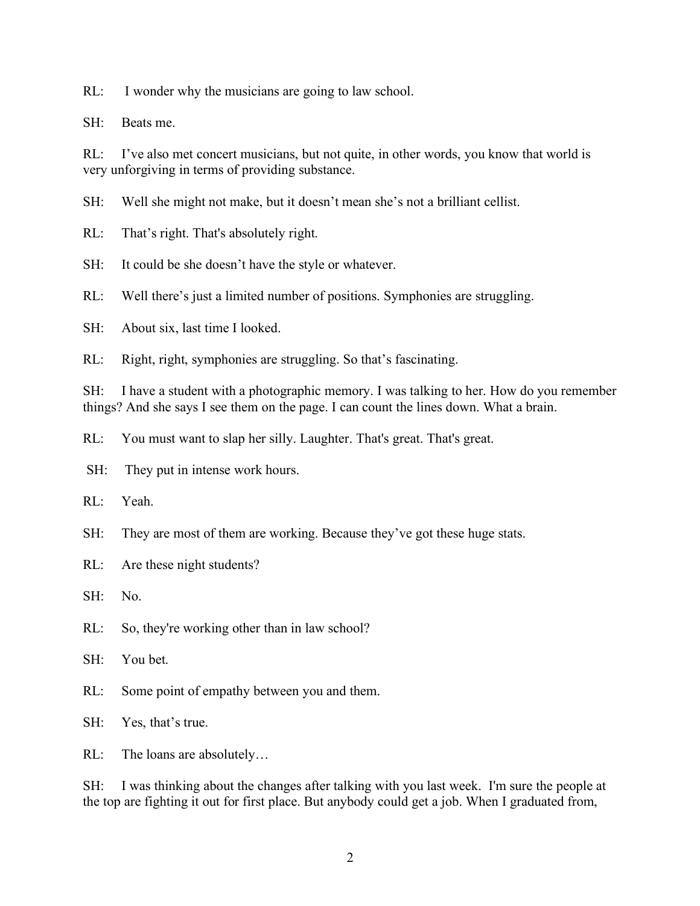RL: I wonder why the musicians are going to law school.

SH: Beats me.

RL: I've also met concert musicians, but not quite, in other words, you know that world is very unforgiving in terms of providing substance.

SH: Well she might not make, but it doesn't mean she's not a brilliant cellist.

RL: That's right. That's absolutely right.

SH: It could be she doesn't have the style or whatever.

RL: Well there's just a limited number of positions. Symphonies are struggling.

SH: About six, last time I looked.

RL: Right, right, symphonies are struggling. So that's fascinating.

SH: I have a student with a photographic memory. I was talking to her. How do you remember things? And she says I see them on the page. I can count the lines down. What a brain.

RL: You must want to slap her silly. Laughter. That's great. That's great.

SH: They put in intense work hours.

RL: Yeah.

SH: They are most of them are working. Because they've got these huge stats.

RL: Are these night students?

SH: No.

RL: So, they're working other than in law school?

SH: You bet.

RL: Some point of empathy between you and them.

SH: Yes, that's true.

RL: The loans are absolutely…

SH: I was thinking about the changes after talking with you last week. I'm sure the people at the top are fighting it out for first place. But anybody could get a job. When I graduated from,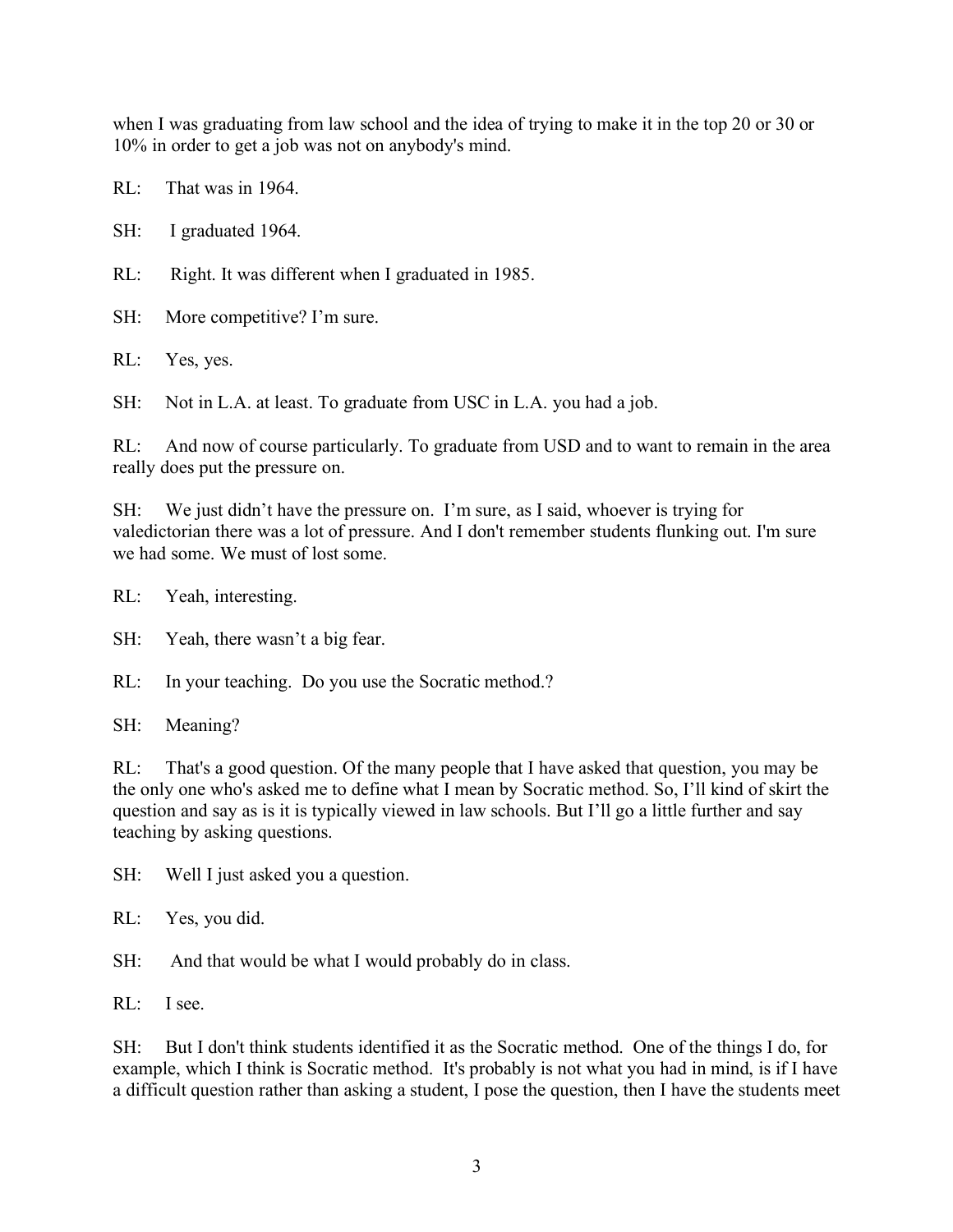when I was graduating from law school and the idea of trying to make it in the top 20 or 30 or 10% in order to get a job was not on anybody's mind.

RL: That was in 1964.

SH: I graduated 1964.

RL: Right. It was different when I graduated in 1985.

SH: More competitive? I'm sure.

RL: Yes, yes.

SH: Not in L.A. at least. To graduate from USC in L.A. you had a job.

RL: And now of course particularly. To graduate from USD and to want to remain in the area really does put the pressure on.

SH: We just didn't have the pressure on. I'm sure, as I said, whoever is trying for valedictorian there was a lot of pressure. And I don't remember students flunking out. I'm sure we had some. We must of lost some.

RL: Yeah, interesting.

SH: Yeah, there wasn't a big fear.

RL: In your teaching. Do you use the Socratic method.?

SH: Meaning?

RL: That's a good question. Of the many people that I have asked that question, you may be the only one who's asked me to define what I mean by Socratic method. So, I'll kind of skirt the question and say as is it is typically viewed in law schools. But I'll go a little further and say teaching by asking questions.

SH: Well I just asked you a question.

RL: Yes, you did.

SH: And that would be what I would probably do in class.

RL: I see.

SH: But I don't think students identified it as the Socratic method. One of the things I do, for example, which I think is Socratic method. It's probably is not what you had in mind, is if I have a difficult question rather than asking a student, I pose the question, then I have the students meet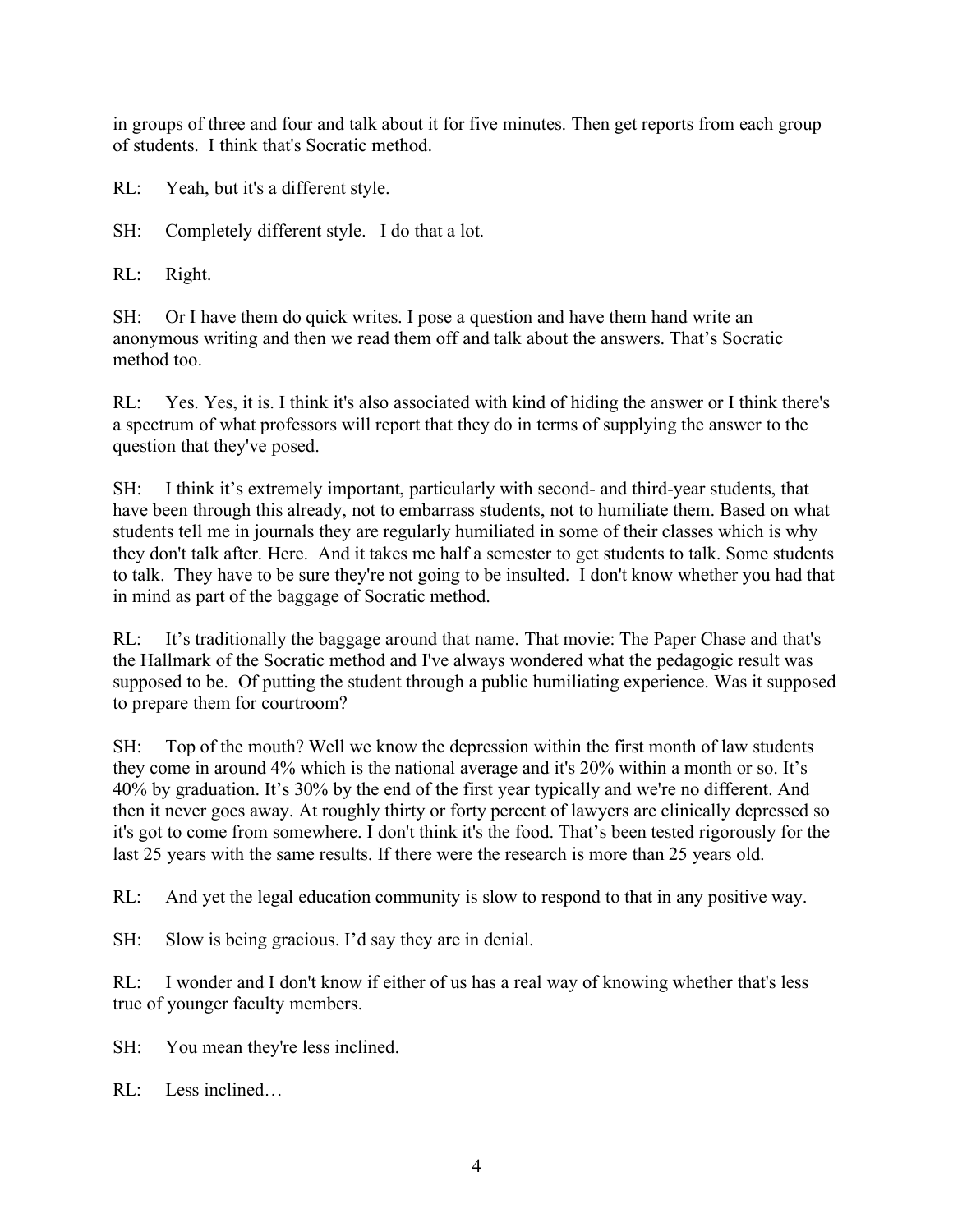in groups of three and four and talk about it for five minutes. Then get reports from each group of students. I think that's Socratic method.

RL: Yeah, but it's a different style.

SH: Completely different style. I do that a lot.

RL: Right.

SH: Or I have them do quick writes. I pose a question and have them hand write an anonymous writing and then we read them off and talk about the answers. That's Socratic method too.

RL: Yes. Yes, it is. I think it's also associated with kind of hiding the answer or I think there's a spectrum of what professors will report that they do in terms of supplying the answer to the question that they've posed.

SH: I think it's extremely important, particularly with second- and third-year students, that have been through this already, not to embarrass students, not to humiliate them. Based on what students tell me in journals they are regularly humiliated in some of their classes which is why they don't talk after. Here. And it takes me half a semester to get students to talk. Some students to talk. They have to be sure they're not going to be insulted. I don't know whether you had that in mind as part of the baggage of Socratic method.

RL: It's traditionally the baggage around that name. That movie: The Paper Chase and that's the Hallmark of the Socratic method and I've always wondered what the pedagogic result was supposed to be. Of putting the student through a public humiliating experience. Was it supposed to prepare them for courtroom?

SH: Top of the mouth? Well we know the depression within the first month of law students they come in around 4% which is the national average and it's 20% within a month or so. It's 40% by graduation. It's 30% by the end of the first year typically and we're no different. And then it never goes away. At roughly thirty or forty percent of lawyers are clinically depressed so it's got to come from somewhere. I don't think it's the food. That's been tested rigorously for the last 25 years with the same results. If there were the research is more than 25 years old.

RL: And yet the legal education community is slow to respond to that in any positive way.

SH: Slow is being gracious. I'd say they are in denial.

RL: I wonder and I don't know if either of us has a real way of knowing whether that's less true of younger faculty members.

SH: You mean they're less inclined.

RL: Less inclined…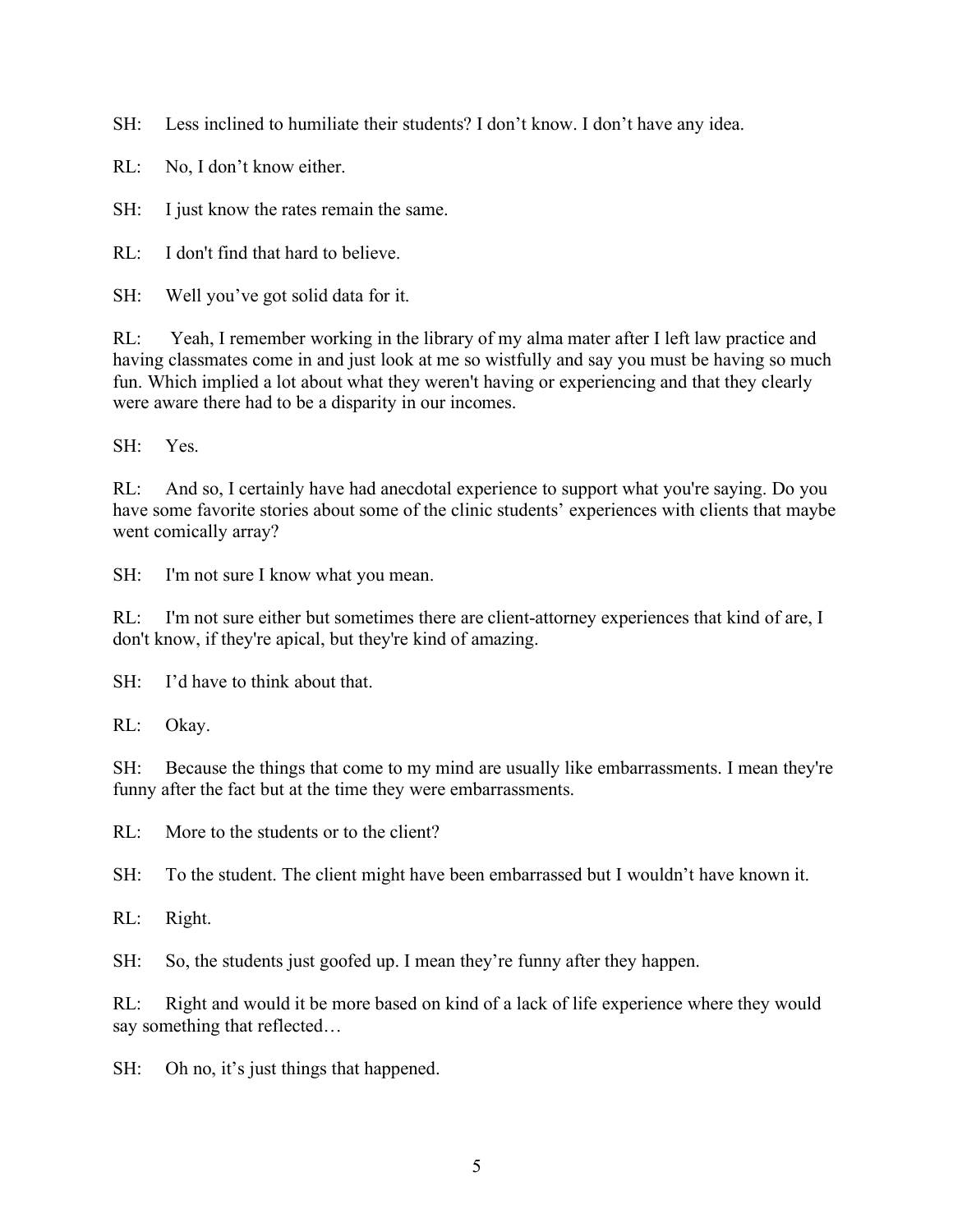SH: Less inclined to humiliate their students? I don't know. I don't have any idea.

RL: No, I don't know either.

SH: I just know the rates remain the same.

RL: I don't find that hard to believe.

SH: Well you've got solid data for it.

RL: Yeah, I remember working in the library of my alma mater after I left law practice and having classmates come in and just look at me so wistfully and say you must be having so much fun. Which implied a lot about what they weren't having or experiencing and that they clearly were aware there had to be a disparity in our incomes.

SH: Yes.

RL: And so, I certainly have had anecdotal experience to support what you're saying. Do you have some favorite stories about some of the clinic students' experiences with clients that maybe went comically array?

SH: I'm not sure I know what you mean.

RL: I'm not sure either but sometimes there are client-attorney experiences that kind of are, I don't know, if they're apical, but they're kind of amazing.

SH: I'd have to think about that.

RL: Okay.

SH: Because the things that come to my mind are usually like embarrassments. I mean they're funny after the fact but at the time they were embarrassments.

RL: More to the students or to the client?

SH: To the student. The client might have been embarrassed but I wouldn't have known it.

RL: Right.

SH: So, the students just goofed up. I mean they're funny after they happen.

RL: Right and would it be more based on kind of a lack of life experience where they would say something that reflected…

SH: Oh no, it's just things that happened.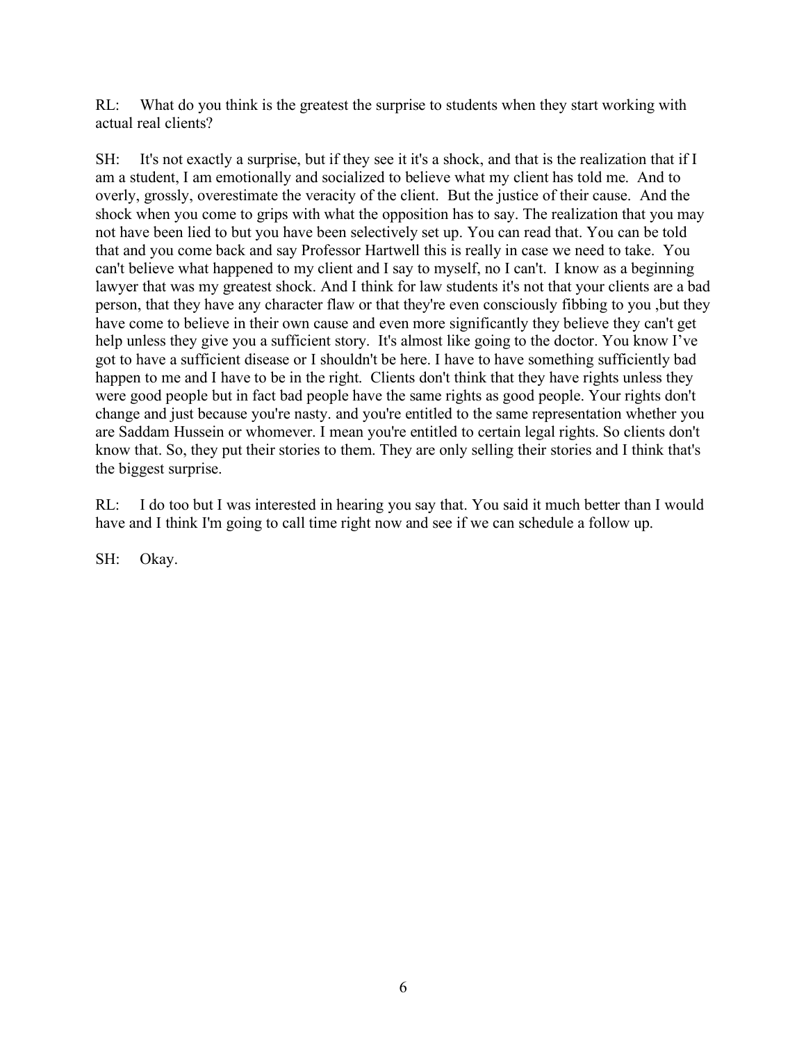RL: What do you think is the greatest the surprise to students when they start working with actual real clients?

SH: It's not exactly a surprise, but if they see it it's a shock, and that is the realization that if I am a student, I am emotionally and socialized to believe what my client has told me. And to overly, grossly, overestimate the veracity of the client. But the justice of their cause. And the shock when you come to grips with what the opposition has to say. The realization that you may not have been lied to but you have been selectively set up. You can read that. You can be told that and you come back and say Professor Hartwell this is really in case we need to take. You can't believe what happened to my client and I say to myself, no I can't. I know as a beginning lawyer that was my greatest shock. And I think for law students it's not that your clients are a bad person, that they have any character flaw or that they're even consciously fibbing to you ,but they have come to believe in their own cause and even more significantly they believe they can't get help unless they give you a sufficient story. It's almost like going to the doctor. You know I've got to have a sufficient disease or I shouldn't be here. I have to have something sufficiently bad happen to me and I have to be in the right. Clients don't think that they have rights unless they were good people but in fact bad people have the same rights as good people. Your rights don't change and just because you're nasty. and you're entitled to the same representation whether you are Saddam Hussein or whomever. I mean you're entitled to certain legal rights. So clients don't know that. So, they put their stories to them. They are only selling their stories and I think that's the biggest surprise.

RL: I do too but I was interested in hearing you say that. You said it much better than I would have and I think I'm going to call time right now and see if we can schedule a follow up.

SH: Okay.